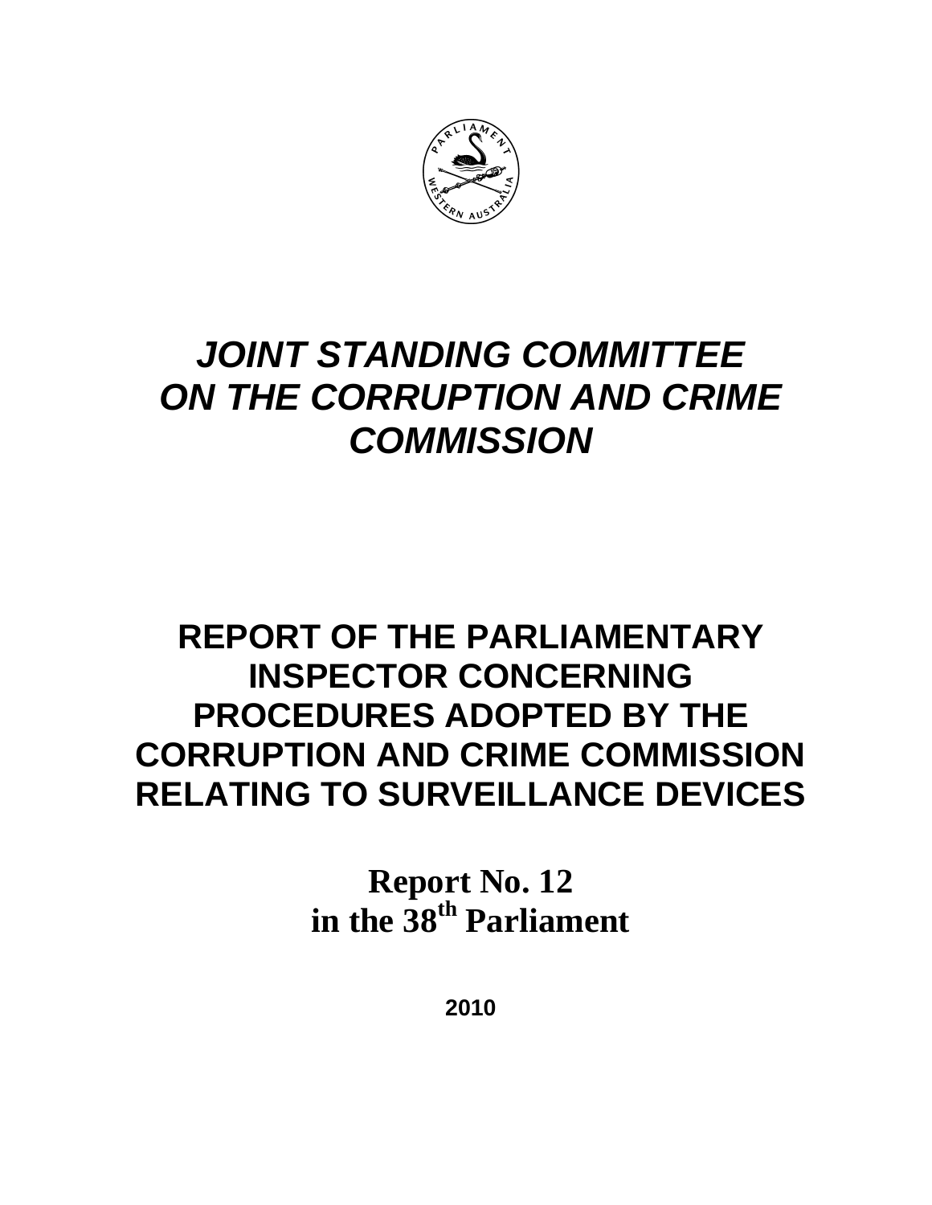# *JOINT STANDING COMMITTEE ON THE CORRUPTION AND CRIME COMMISSION*

# REPORT OF THE PARLIAMENTARY INSPECTOR CONCERNING PROCEDURES ADOPTED BY THE CORRUPTION AND CRIME COMMISSION RELATING TO SURVEILLANCE DEVICES

**Report No. 12**
**in the 38th Parliament**

**2010**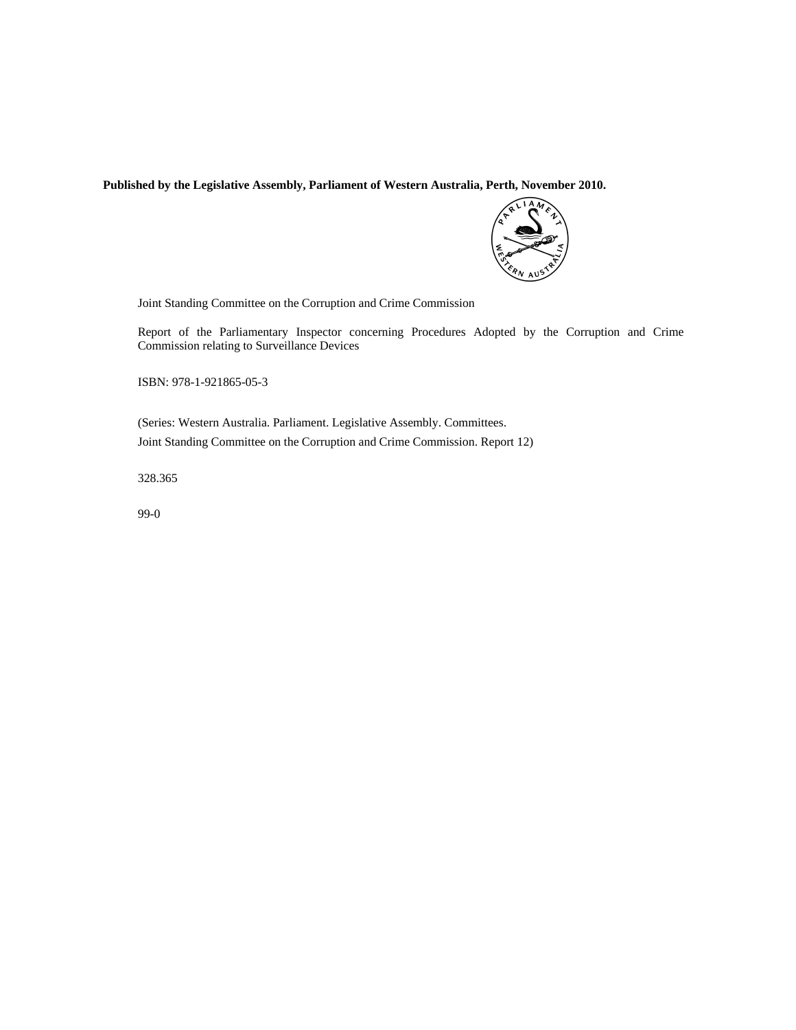**Published by the Legislative Assembly, Parliament of Western Australia, Perth, November 2010.**

Joint Standing Committee on the Corruption and Crime Commission

Report of the Parliamentary Inspector concerning Procedures Adopted by the Corruption and Crime Commission relating to Surveillance Devices

ISBN: 978-1-921865-05-3

(Series: Western Australia. Parliament. Legislative Assembly. Committees.

Joint Standing Committee on the Corruption and Crime Commission. Report 12)

328.365

99-0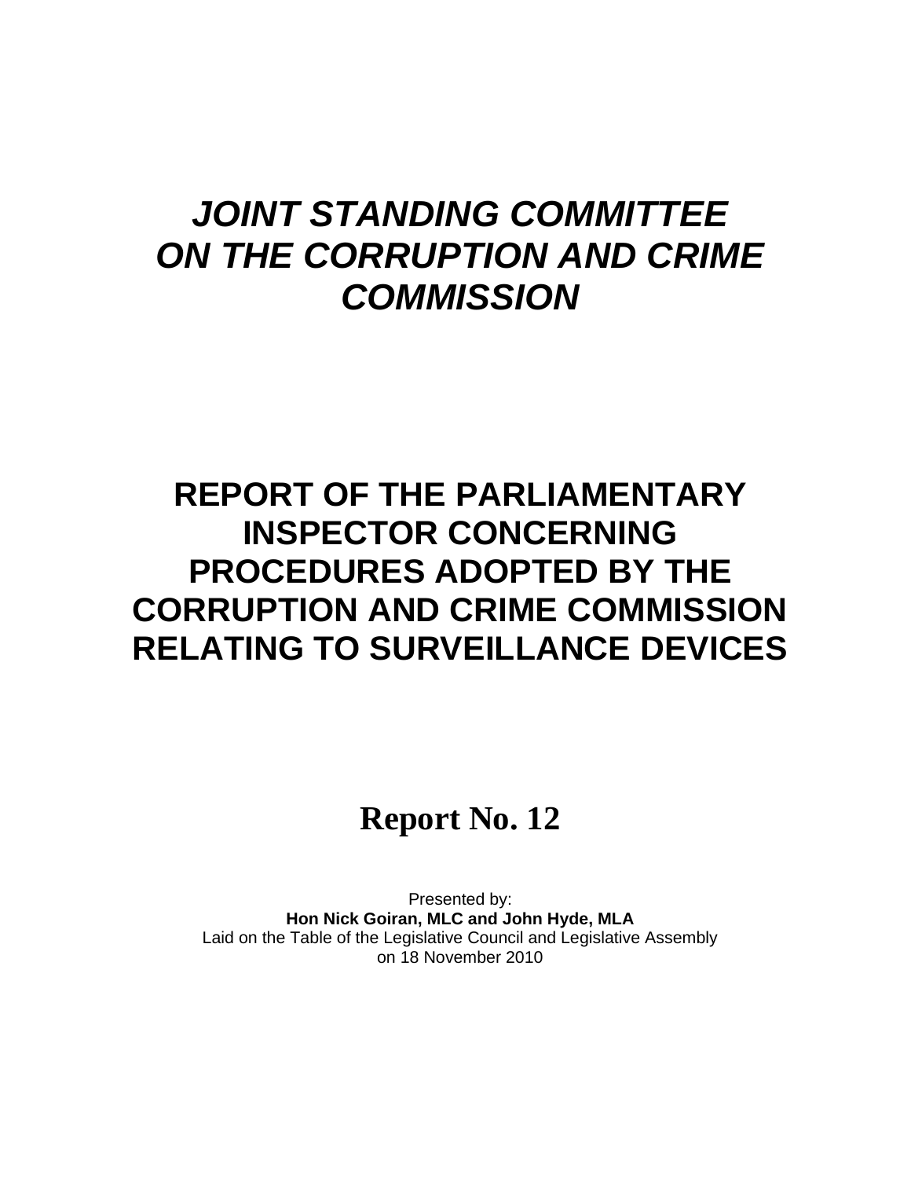# *JOINT STANDING COMMITTEE ON THE CORRUPTION AND CRIME COMMISSION*

# REPORT OF THE PARLIAMENTARY INSPECTOR CONCERNING PROCEDURES ADOPTED BY THE CORRUPTION AND CRIME COMMISSION RELATING TO SURVEILLANCE DEVICES

## Report No. 12

Presented by:
**Hon Nick Goiran, MLC and John Hyde, MLA**
Laid on the Table of the Legislative Council and Legislative Assembly on 18 November 2010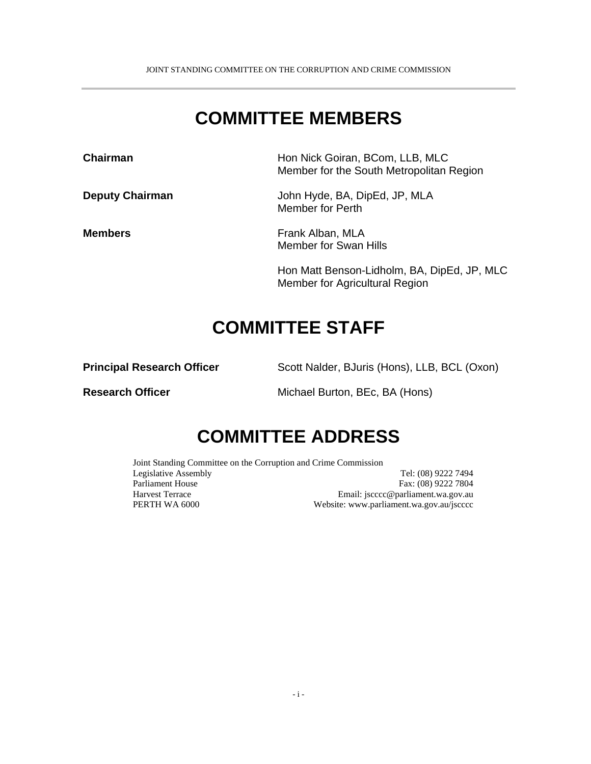# COMMITTEE MEMBERS

| | |
|---|---|
| **Chairman** | Hon Nick Goiran, BCom, LLB, MLC<br>Member for the South Metropolitan Region |
| **Deputy Chairman** | John Hyde, BA, DipEd, JP, MLA<br>Member for Perth |
| **Members** | Frank Alban, MLA<br>Member for Swan Hills |
| | Hon Matt Benson-Lidholm, BA, DipEd, JP, MLC<br>Member for Agricultural Region |

# COMMITTEE STAFF

| | |
|---|---|
| **Principal Research Officer** | Scott Nalder, BJuris (Hons), LLB, BCL (Oxon) |
| **Research Officer** | Michael Burton, BEc, BA (Hons) |

# COMMITTEE ADDRESS

Joint Standing Committee on the Corruption and Crime Commission
Legislative Assembly
Parliament House
Harvest Terrace
PERTH WA 6000

Tel: (08) 9222 7494
Fax: (08) 9222 7804
Email: jscccc@parliament.wa.gov.au
Website: www.parliament.wa.gov.au/jscccc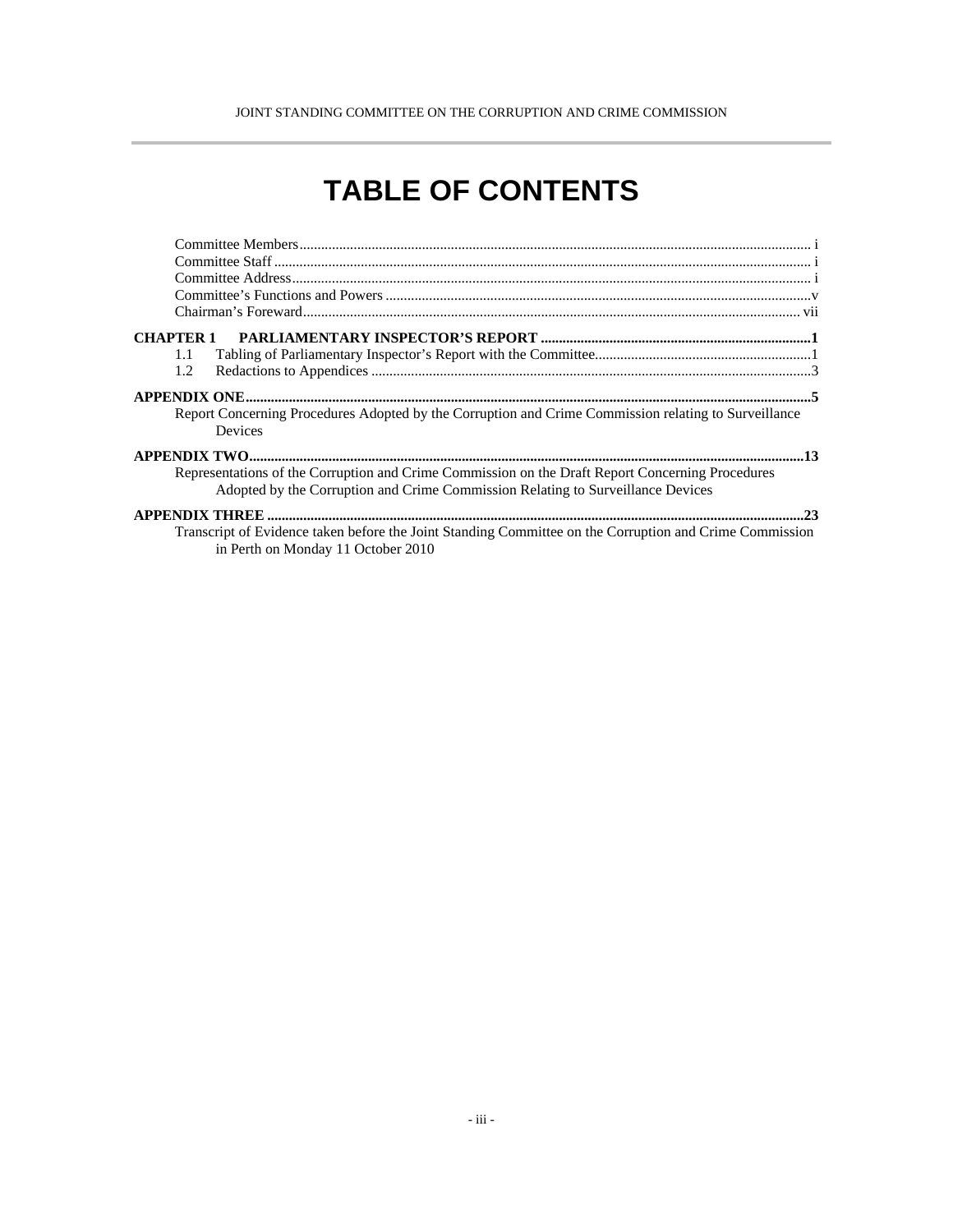# TABLE OF CONTENTS

Committee Members ... i
Committee Staff ... i
Committee Address ... i
Committee's Functions and Powers ... v
Chairman's Foreward ... vii

**CHAPTER 1 PARLIAMENTARY INSPECTOR'S REPORT ... 1**

1.1 Tabling of Parliamentary Inspector's Report with the Committee ... 1
1.2 Redactions to Appendices ... 3

**APPENDIX ONE ... 5**

Report Concerning Procedures Adopted by the Corruption and Crime Commission relating to Surveillance Devices

**APPENDIX TWO ... 13**

Representations of the Corruption and Crime Commission on the Draft Report Concerning Procedures Adopted by the Corruption and Crime Commission Relating to Surveillance Devices

**APPENDIX THREE ... 23**

Transcript of Evidence taken before the Joint Standing Committee on the Corruption and Crime Commission in Perth on Monday 11 October 2010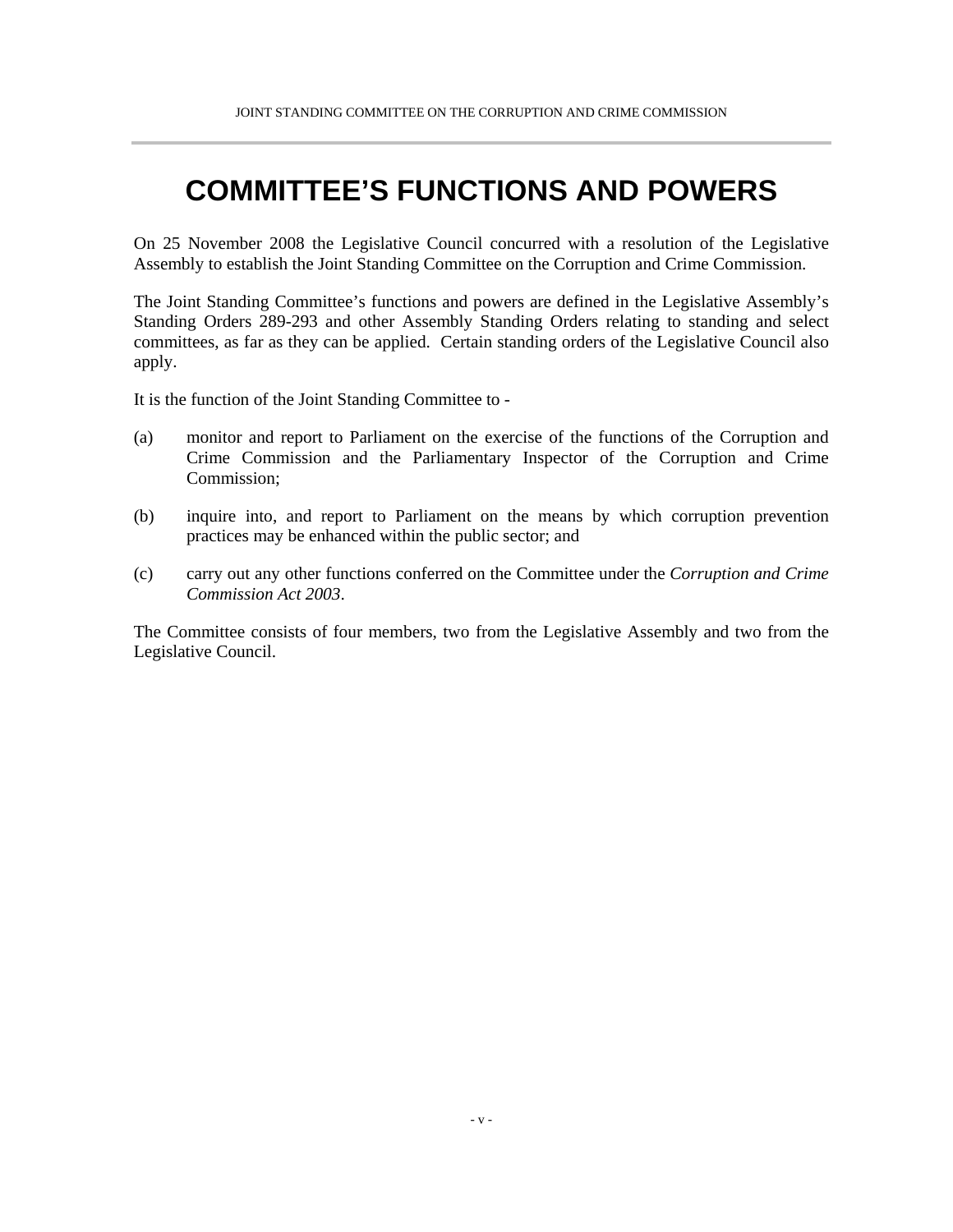# COMMITTEE'S FUNCTIONS AND POWERS

On 25 November 2008 the Legislative Council concurred with a resolution of the Legislative Assembly to establish the Joint Standing Committee on the Corruption and Crime Commission.

The Joint Standing Committee's functions and powers are defined in the Legislative Assembly's Standing Orders 289-293 and other Assembly Standing Orders relating to standing and select committees, as far as they can be applied. Certain standing orders of the Legislative Council also apply.

It is the function of the Joint Standing Committee to -

(a) monitor and report to Parliament on the exercise of the functions of the Corruption and Crime Commission and the Parliamentary Inspector of the Corruption and Crime Commission;

(b) inquire into, and report to Parliament on the means by which corruption prevention practices may be enhanced within the public sector; and

(c) carry out any other functions conferred on the Committee under the *Corruption and Crime Commission Act 2003*.

The Committee consists of four members, two from the Legislative Assembly and two from the Legislative Council.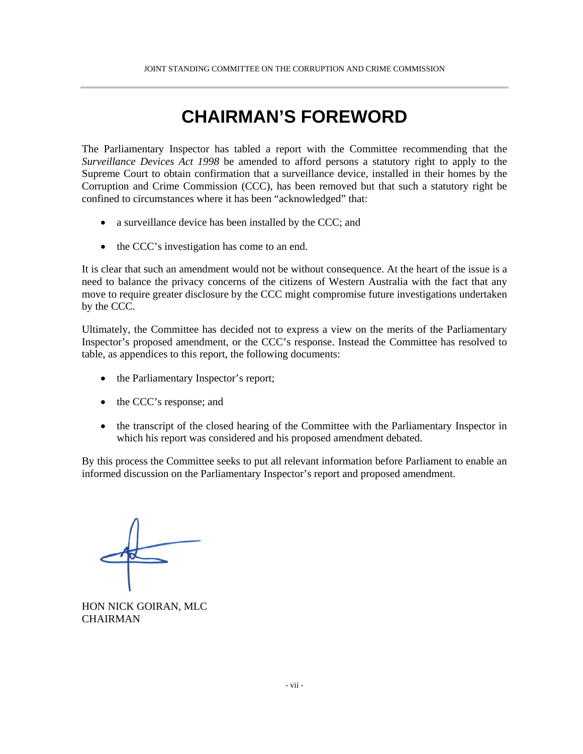# CHAIRMAN'S FOREWORD

The Parliamentary Inspector has tabled a report with the Committee recommending that the *Surveillance Devices Act 1998* be amended to afford persons a statutory right to apply to the Supreme Court to obtain confirmation that a surveillance device, installed in their homes by the Corruption and Crime Commission (CCC), has been removed but that such a statutory right be confined to circumstances where it has been "acknowledged" that:

- a surveillance device has been installed by the CCC; and
- the CCC's investigation has come to an end.

It is clear that such an amendment would not be without consequence. At the heart of the issue is a need to balance the privacy concerns of the citizens of Western Australia with the fact that any move to require greater disclosure by the CCC might compromise future investigations undertaken by the CCC.

Ultimately, the Committee has decided not to express a view on the merits of the Parliamentary Inspector's proposed amendment, or the CCC's response. Instead the Committee has resolved to table, as appendices to this report, the following documents:

- the Parliamentary Inspector's report;
- the CCC's response; and
- the transcript of the closed hearing of the Committee with the Parliamentary Inspector in which his report was considered and his proposed amendment debated.

By this process the Committee seeks to put all relevant information before Parliament to enable an informed discussion on the Parliamentary Inspector's report and proposed amendment.

HON NICK GOIRAN, MLC
CHAIRMAN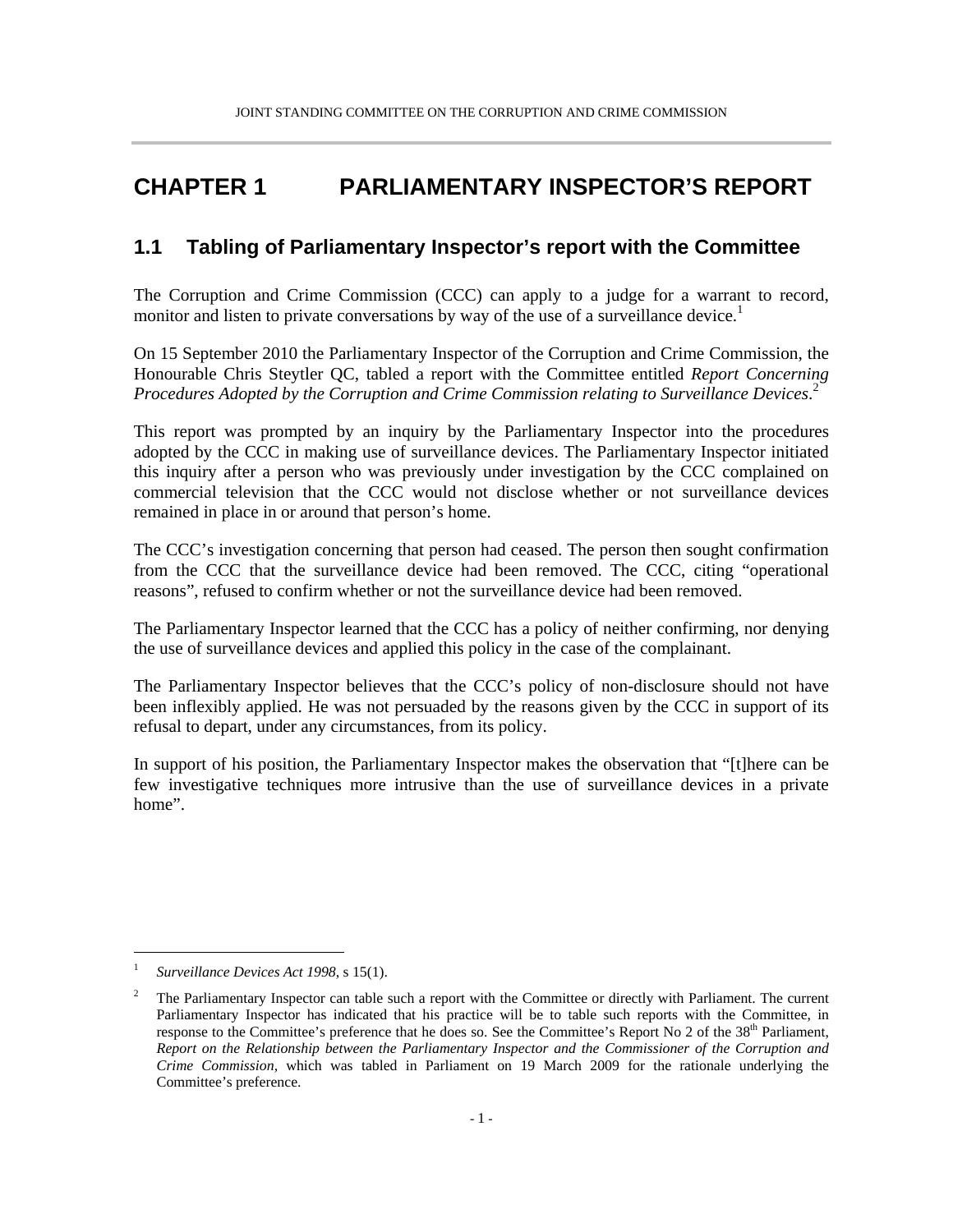# CHAPTER 1 PARLIAMENTARY INSPECTOR'S REPORT

## 1.1 Tabling of Parliamentary Inspector's report with the Committee

The Corruption and Crime Commission (CCC) can apply to a judge for a warrant to record, monitor and listen to private conversations by way of the use of a surveillance device.[1]

On 15 September 2010 the Parliamentary Inspector of the Corruption and Crime Commission, the Honourable Chris Steytler QC, tabled a report with the Committee entitled *Report Concerning Procedures Adopted by the Corruption and Crime Commission relating to Surveillance Devices*.[2]

This report was prompted by an inquiry by the Parliamentary Inspector into the procedures adopted by the CCC in making use of surveillance devices. The Parliamentary Inspector initiated this inquiry after a person who was previously under investigation by the CCC complained on commercial television that the CCC would not disclose whether or not surveillance devices remained in place in or around that person's home.

The CCC's investigation concerning that person had ceased. The person then sought confirmation from the CCC that the surveillance device had been removed. The CCC, citing "operational reasons", refused to confirm whether or not the surveillance device had been removed.

The Parliamentary Inspector learned that the CCC has a policy of neither confirming, nor denying the use of surveillance devices and applied this policy in the case of the complainant.

The Parliamentary Inspector believes that the CCC's policy of non-disclosure should not have been inflexibly applied. He was not persuaded by the reasons given by the CCC in support of its refusal to depart, under any circumstances, from its policy.

In support of his position, the Parliamentary Inspector makes the observation that "[t]here can be few investigative techniques more intrusive than the use of surveillance devices in a private home".

---

[1] *Surveillance Devices Act 1998*, s 15(1).

[2] The Parliamentary Inspector can table such a report with the Committee or directly with Parliament. The current Parliamentary Inspector has indicated that his practice will be to table such reports with the Committee, in response to the Committee's preference that he does so. See the Committee's Report No 2 of the 38th Parliament, *Report on the Relationship between the Parliamentary Inspector and the Commissioner of the Corruption and Crime Commission*, which was tabled in Parliament on 19 March 2009 for the rationale underlying the Committee's preference.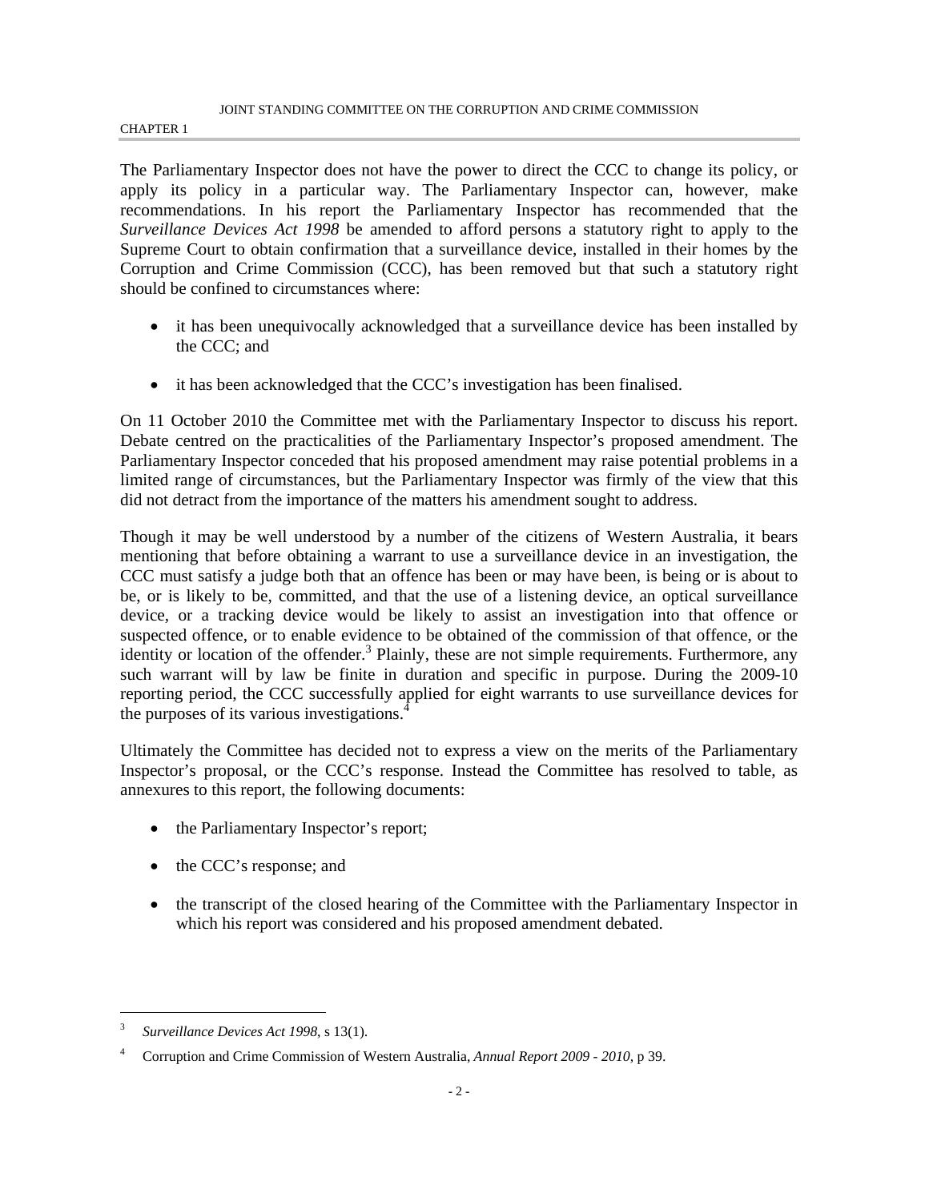The Parliamentary Inspector does not have the power to direct the CCC to change its policy, or apply its policy in a particular way. The Parliamentary Inspector can, however, make recommendations. In his report the Parliamentary Inspector has recommended that the *Surveillance Devices Act 1998* be amended to afford persons a statutory right to apply to the Supreme Court to obtain confirmation that a surveillance device, installed in their homes by the Corruption and Crime Commission (CCC), has been removed but that such a statutory right should be confined to circumstances where:

- it has been unequivocally acknowledged that a surveillance device has been installed by the CCC; and
- it has been acknowledged that the CCC's investigation has been finalised.

On 11 October 2010 the Committee met with the Parliamentary Inspector to discuss his report. Debate centred on the practicalities of the Parliamentary Inspector's proposed amendment. The Parliamentary Inspector conceded that his proposed amendment may raise potential problems in a limited range of circumstances, but the Parliamentary Inspector was firmly of the view that this did not detract from the importance of the matters his amendment sought to address.

Though it may be well understood by a number of the citizens of Western Australia, it bears mentioning that before obtaining a warrant to use a surveillance device in an investigation, the CCC must satisfy a judge both that an offence has been or may have been, is being or is about to be, or is likely to be, committed, and that the use of a listening device, an optical surveillance device, or a tracking device would be likely to assist an investigation into that offence or suspected offence, or to enable evidence to be obtained of the commission of that offence, or the identity or location of the offender.[3] Plainly, these are not simple requirements. Furthermore, any such warrant will by law be finite in duration and specific in purpose. During the 2009-10 reporting period, the CCC successfully applied for eight warrants to use surveillance devices for the purposes of its various investigations.[4]

Ultimately the Committee has decided not to express a view on the merits of the Parliamentary Inspector's proposal, or the CCC's response. Instead the Committee has resolved to table, as annexures to this report, the following documents:

- the Parliamentary Inspector's report;
- the CCC's response; and
- the transcript of the closed hearing of the Committee with the Parliamentary Inspector in which his report was considered and his proposed amendment debated.

---

[3] *Surveillance Devices Act 1998*, s 13(1).

[4] Corruption and Crime Commission of Western Australia, *Annual Report 2009 - 2010*, p 39.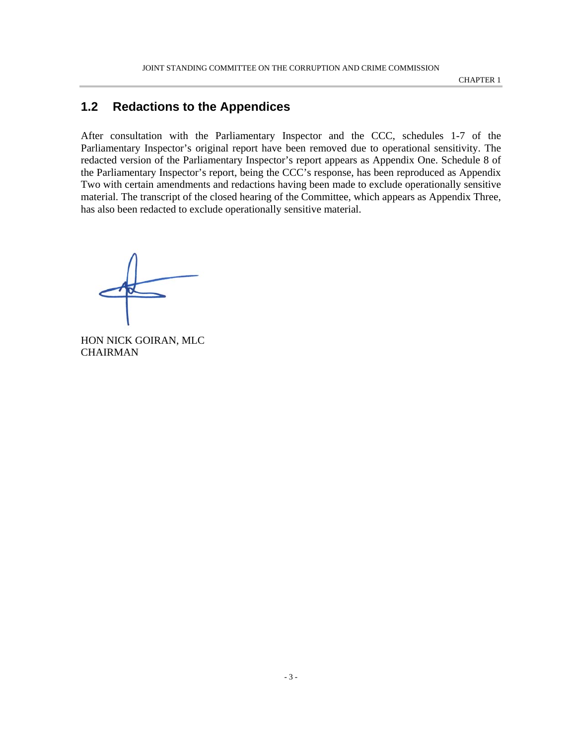## 1.2 Redactions to the Appendices

After consultation with the Parliamentary Inspector and the CCC, schedules 1-7 of the Parliamentary Inspector's original report have been removed due to operational sensitivity. The redacted version of the Parliamentary Inspector's report appears as Appendix One. Schedule 8 of the Parliamentary Inspector's report, being the CCC's response, has been reproduced as Appendix Two with certain amendments and redactions having been made to exclude operationally sensitive material. The transcript of the closed hearing of the Committee, which appears as Appendix Three, has also been redacted to exclude operationally sensitive material.

HON NICK GOIRAN, MLC
CHAIRMAN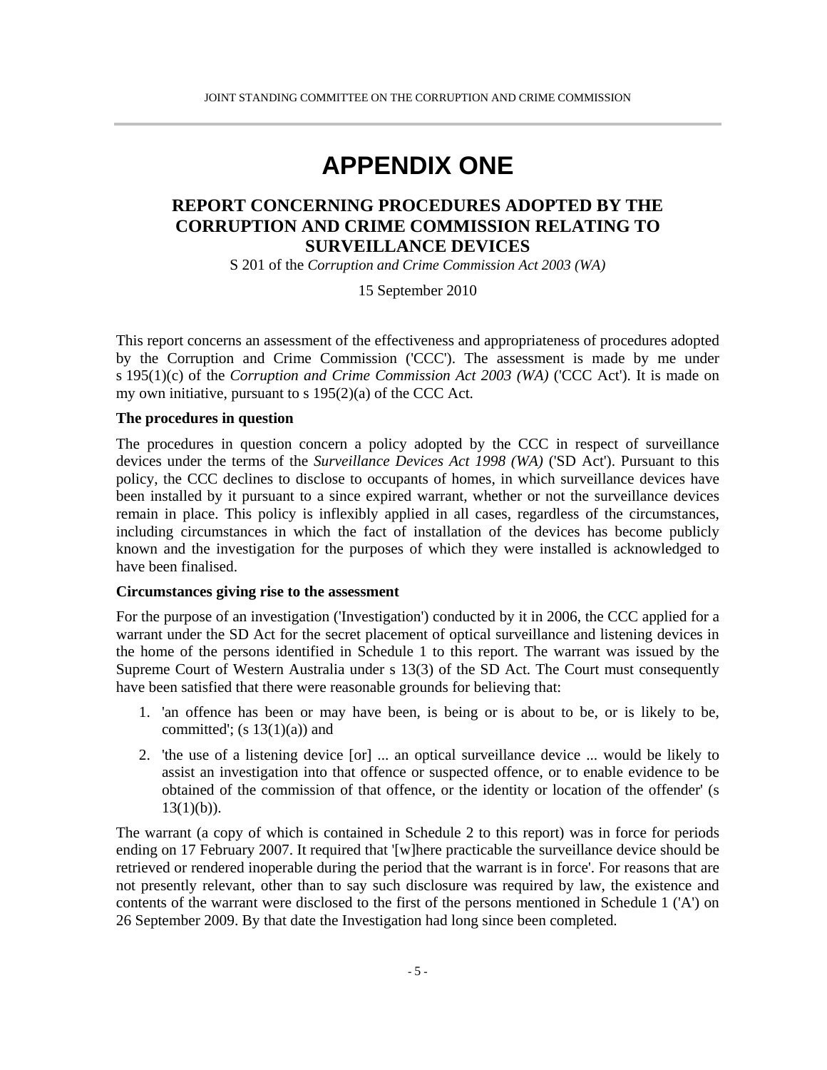# APPENDIX ONE

## REPORT CONCERNING PROCEDURES ADOPTED BY THE CORRUPTION AND CRIME COMMISSION RELATING TO SURVEILLANCE DEVICES

S 201 of the *Corruption and Crime Commission Act 2003 (WA)*

15 September 2010

This report concerns an assessment of the effectiveness and appropriateness of procedures adopted by the Corruption and Crime Commission ('CCC'). The assessment is made by me under s 195(1)(c) of the *Corruption and Crime Commission Act 2003 (WA)* ('CCC Act'). It is made on my own initiative, pursuant to s 195(2)(a) of the CCC Act.

**The procedures in question**

The procedures in question concern a policy adopted by the CCC in respect of surveillance devices under the terms of the *Surveillance Devices Act 1998 (WA)* ('SD Act'). Pursuant to this policy, the CCC declines to disclose to occupants of homes, in which surveillance devices have been installed by it pursuant to a since expired warrant, whether or not the surveillance devices remain in place. This policy is inflexibly applied in all cases, regardless of the circumstances, including circumstances in which the fact of installation of the devices has become publicly known and the investigation for the purposes of which they were installed is acknowledged to have been finalised.

**Circumstances giving rise to the assessment**

For the purpose of an investigation ('Investigation') conducted by it in 2006, the CCC applied for a warrant under the SD Act for the secret placement of optical surveillance and listening devices in the home of the persons identified in Schedule 1 to this report. The warrant was issued by the Supreme Court of Western Australia under s 13(3) of the SD Act. The Court must consequently have been satisfied that there were reasonable grounds for believing that:

1. 'an offence has been or may have been, is being or is about to be, or is likely to be, committed'; (s 13(1)(a)) and
2. 'the use of a listening device [or] ... an optical surveillance device ... would be likely to assist an investigation into that offence or suspected offence, or to enable evidence to be obtained of the commission of that offence, or the identity or location of the offender' (s 13(1)(b)).

The warrant (a copy of which is contained in Schedule 2 to this report) was in force for periods ending on 17 February 2007. It required that '[w]here practicable the surveillance device should be retrieved or rendered inoperable during the period that the warrant is in force'. For reasons that are not presently relevant, other than to say such disclosure was required by law, the existence and contents of the warrant were disclosed to the first of the persons mentioned in Schedule 1 ('A') on 26 September 2009. By that date the Investigation had long since been completed.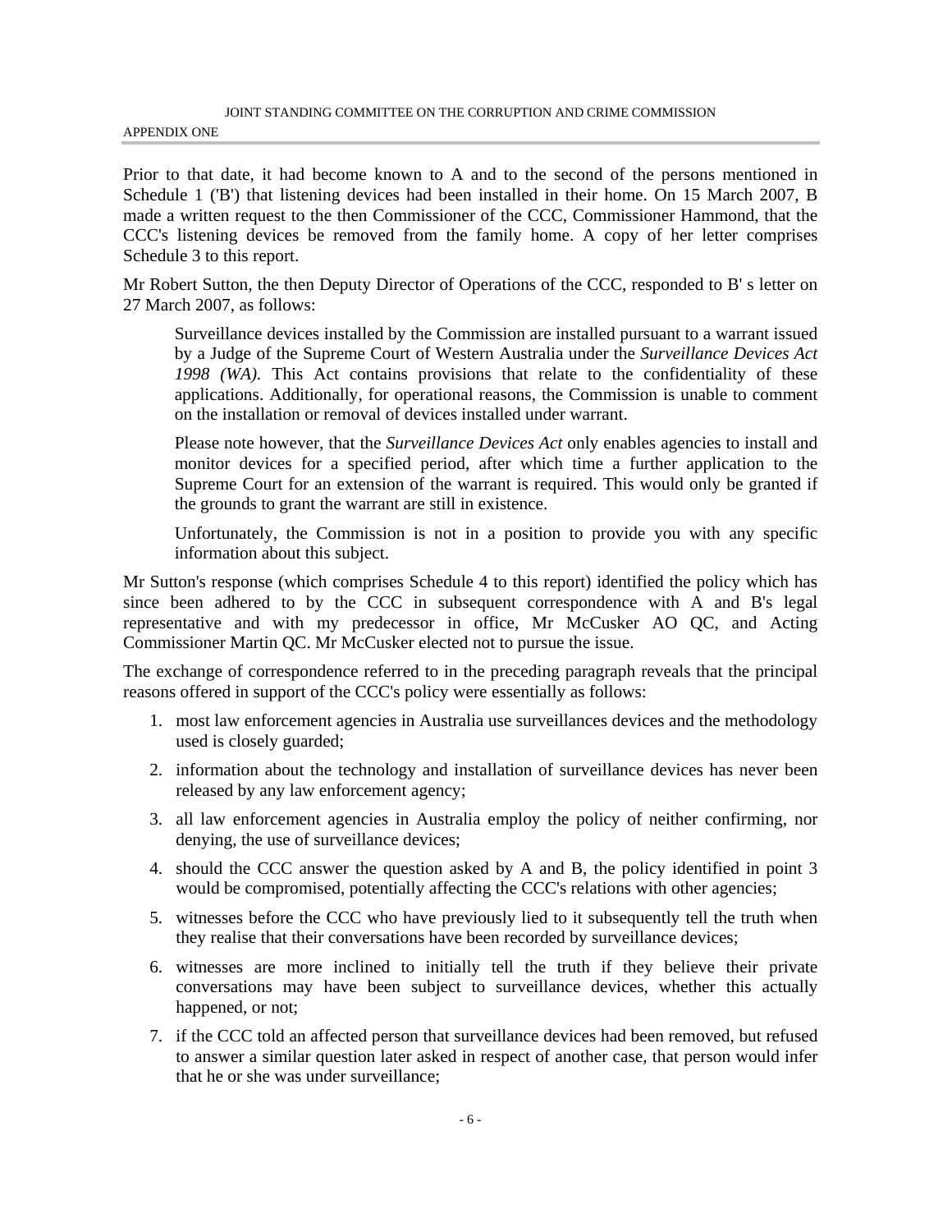Prior to that date, it had become known to A and to the second of the persons mentioned in Schedule 1 ('B') that listening devices had been installed in their home. On 15 March 2007, B made a written request to the then Commissioner of the CCC, Commissioner Hammond, that the CCC's listening devices be removed from the family home. A copy of her letter comprises Schedule 3 to this report.

Mr Robert Sutton, the then Deputy Director of Operations of the CCC, responded to B' s letter on 27 March 2007, as follows:

> Surveillance devices installed by the Commission are installed pursuant to a warrant issued by a Judge of the Supreme Court of Western Australia under the *Surveillance Devices Act 1998 (WA).* This Act contains provisions that relate to the confidentiality of these applications. Additionally, for operational reasons, the Commission is unable to comment on the installation or removal of devices installed under warrant.
>
> Please note however, that the *Surveillance Devices Act* only enables agencies to install and monitor devices for a specified period, after which time a further application to the Supreme Court for an extension of the warrant is required. This would only be granted if the grounds to grant the warrant are still in existence.
>
> Unfortunately, the Commission is not in a position to provide you with any specific information about this subject.

Mr Sutton's response (which comprises Schedule 4 to this report) identified the policy which has since been adhered to by the CCC in subsequent correspondence with A and B's legal representative and with my predecessor in office, Mr McCusker AO QC, and Acting Commissioner Martin QC. Mr McCusker elected not to pursue the issue.

The exchange of correspondence referred to in the preceding paragraph reveals that the principal reasons offered in support of the CCC's policy were essentially as follows:

1. most law enforcement agencies in Australia use surveillances devices and the methodology used is closely guarded;
2. information about the technology and installation of surveillance devices has never been released by any law enforcement agency;
3. all law enforcement agencies in Australia employ the policy of neither confirming, nor denying, the use of surveillance devices;
4. should the CCC answer the question asked by A and B, the policy identified in point 3 would be compromised, potentially affecting the CCC's relations with other agencies;
5. witnesses before the CCC who have previously lied to it subsequently tell the truth when they realise that their conversations have been recorded by surveillance devices;
6. witnesses are more inclined to initially tell the truth if they believe their private conversations may have been subject to surveillance devices, whether this actually happened, or not;
7. if the CCC told an affected person that surveillance devices had been removed, but refused to answer a similar question later asked in respect of another case, that person would infer that he or she was under surveillance;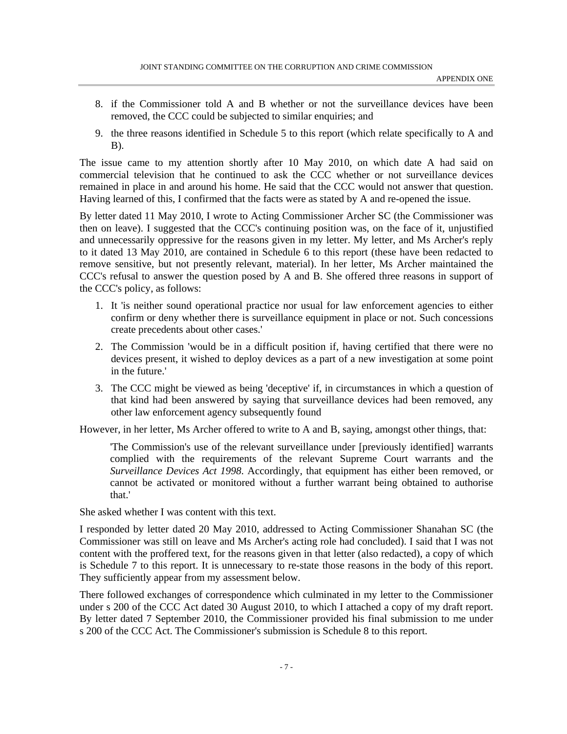8. if the Commissioner told A and B whether or not the surveillance devices have been removed, the CCC could be subjected to similar enquiries; and
9. the three reasons identified in Schedule 5 to this report (which relate specifically to A and B).

The issue came to my attention shortly after 10 May 2010, on which date A had said on commercial television that he continued to ask the CCC whether or not surveillance devices remained in place in and around his home. He said that the CCC would not answer that question. Having learned of this, I confirmed that the facts were as stated by A and re-opened the issue.

By letter dated 11 May 2010, I wrote to Acting Commissioner Archer SC (the Commissioner was then on leave). I suggested that the CCC's continuing position was, on the face of it, unjustified and unnecessarily oppressive for the reasons given in my letter. My letter, and Ms Archer's reply to it dated 13 May 2010, are contained in Schedule 6 to this report (these have been redacted to remove sensitive, but not presently relevant, material). In her letter, Ms Archer maintained the CCC's refusal to answer the question posed by A and B. She offered three reasons in support of the CCC's policy, as follows:

1. It 'is neither sound operational practice nor usual for law enforcement agencies to either confirm or deny whether there is surveillance equipment in place or not. Such concessions create precedents about other cases.'
2. The Commission 'would be in a difficult position if, having certified that there were no devices present, it wished to deploy devices as a part of a new investigation at some point in the future.'
3. The CCC might be viewed as being 'deceptive' if, in circumstances in which a question of that kind had been answered by saying that surveillance devices had been removed, any other law enforcement agency subsequently found

However, in her letter, Ms Archer offered to write to A and B, saying, amongst other things, that:

> 'The Commission's use of the relevant surveillance under [previously identified] warrants complied with the requirements of the relevant Supreme Court warrants and the *Surveillance Devices Act 1998*. Accordingly, that equipment has either been removed, or cannot be activated or monitored without a further warrant being obtained to authorise that.'

She asked whether I was content with this text.

I responded by letter dated 20 May 2010, addressed to Acting Commissioner Shanahan SC (the Commissioner was still on leave and Ms Archer's acting role had concluded). I said that I was not content with the proffered text, for the reasons given in that letter (also redacted), a copy of which is Schedule 7 to this report. It is unnecessary to re-state those reasons in the body of this report. They sufficiently appear from my assessment below.

There followed exchanges of correspondence which culminated in my letter to the Commissioner under s 200 of the CCC Act dated 30 August 2010, to which I attached a copy of my draft report. By letter dated 7 September 2010, the Commissioner provided his final submission to me under s 200 of the CCC Act. The Commissioner's submission is Schedule 8 to this report.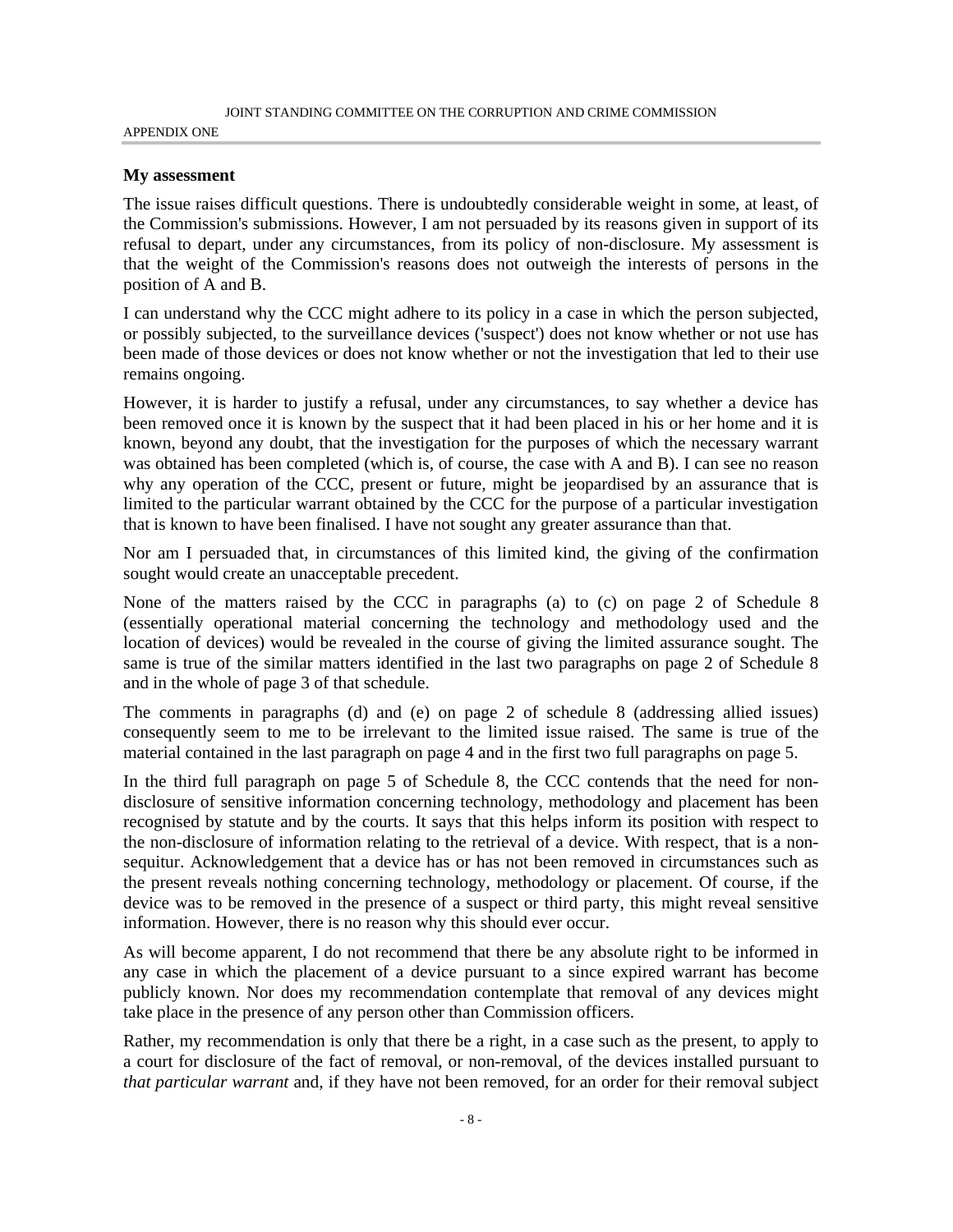### My assessment

The issue raises difficult questions. There is undoubtedly considerable weight in some, at least, of the Commission's submissions. However, I am not persuaded by its reasons given in support of its refusal to depart, under any circumstances, from its policy of non-disclosure. My assessment is that the weight of the Commission's reasons does not outweigh the interests of persons in the position of A and B.

I can understand why the CCC might adhere to its policy in a case in which the person subjected, or possibly subjected, to the surveillance devices ('suspect') does not know whether or not use has been made of those devices or does not know whether or not the investigation that led to their use remains ongoing.

However, it is harder to justify a refusal, under any circumstances, to say whether a device has been removed once it is known by the suspect that it had been placed in his or her home and it is known, beyond any doubt, that the investigation for the purposes of which the necessary warrant was obtained has been completed (which is, of course, the case with A and B). I can see no reason why any operation of the CCC, present or future, might be jeopardised by an assurance that is limited to the particular warrant obtained by the CCC for the purpose of a particular investigation that is known to have been finalised. I have not sought any greater assurance than that.

Nor am I persuaded that, in circumstances of this limited kind, the giving of the confirmation sought would create an unacceptable precedent.

None of the matters raised by the CCC in paragraphs (a) to (c) on page 2 of Schedule 8 (essentially operational material concerning the technology and methodology used and the location of devices) would be revealed in the course of giving the limited assurance sought. The same is true of the similar matters identified in the last two paragraphs on page 2 of Schedule 8 and in the whole of page 3 of that schedule.

The comments in paragraphs (d) and (e) on page 2 of schedule 8 (addressing allied issues) consequently seem to me to be irrelevant to the limited issue raised. The same is true of the material contained in the last paragraph on page 4 and in the first two full paragraphs on page 5.

In the third full paragraph on page 5 of Schedule 8, the CCC contends that the need for non-disclosure of sensitive information concerning technology, methodology and placement has been recognised by statute and by the courts. It says that this helps inform its position with respect to the non-disclosure of information relating to the retrieval of a device. With respect, that is a non-sequitur. Acknowledgement that a device has or has not been removed in circumstances such as the present reveals nothing concerning technology, methodology or placement. Of course, if the device was to be removed in the presence of a suspect or third party, this might reveal sensitive information. However, there is no reason why this should ever occur.

As will become apparent, I do not recommend that there be any absolute right to be informed in any case in which the placement of a device pursuant to a since expired warrant has become publicly known. Nor does my recommendation contemplate that removal of any devices might take place in the presence of any person other than Commission officers.

Rather, my recommendation is only that there be a right, in a case such as the present, to apply to a court for disclosure of the fact of removal, or non-removal, of the devices installed pursuant to *that particular warrant* and, if they have not been removed, for an order for their removal subject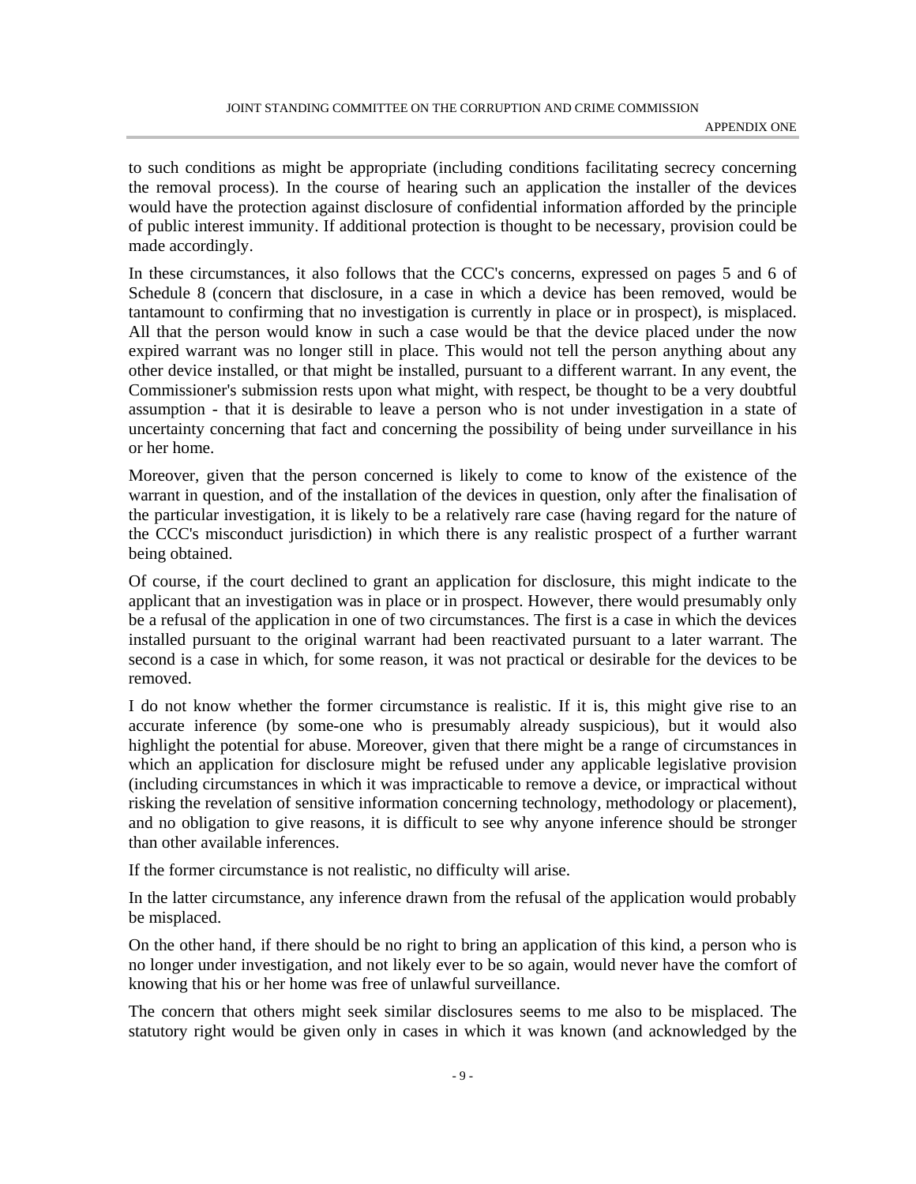to such conditions as might be appropriate (including conditions facilitating secrecy concerning the removal process). In the course of hearing such an application the installer of the devices would have the protection against disclosure of confidential information afforded by the principle of public interest immunity. If additional protection is thought to be necessary, provision could be made accordingly.

In these circumstances, it also follows that the CCC's concerns, expressed on pages 5 and 6 of Schedule 8 (concern that disclosure, in a case in which a device has been removed, would be tantamount to confirming that no investigation is currently in place or in prospect), is misplaced. All that the person would know in such a case would be that the device placed under the now expired warrant was no longer still in place. This would not tell the person anything about any other device installed, or that might be installed, pursuant to a different warrant. In any event, the Commissioner's submission rests upon what might, with respect, be thought to be a very doubtful assumption - that it is desirable to leave a person who is not under investigation in a state of uncertainty concerning that fact and concerning the possibility of being under surveillance in his or her home.

Moreover, given that the person concerned is likely to come to know of the existence of the warrant in question, and of the installation of the devices in question, only after the finalisation of the particular investigation, it is likely to be a relatively rare case (having regard for the nature of the CCC's misconduct jurisdiction) in which there is any realistic prospect of a further warrant being obtained.

Of course, if the court declined to grant an application for disclosure, this might indicate to the applicant that an investigation was in place or in prospect. However, there would presumably only be a refusal of the application in one of two circumstances. The first is a case in which the devices installed pursuant to the original warrant had been reactivated pursuant to a later warrant. The second is a case in which, for some reason, it was not practical or desirable for the devices to be removed.

I do not know whether the former circumstance is realistic. If it is, this might give rise to an accurate inference (by some-one who is presumably already suspicious), but it would also highlight the potential for abuse. Moreover, given that there might be a range of circumstances in which an application for disclosure might be refused under any applicable legislative provision (including circumstances in which it was impracticable to remove a device, or impractical without risking the revelation of sensitive information concerning technology, methodology or placement), and no obligation to give reasons, it is difficult to see why anyone inference should be stronger than other available inferences.

If the former circumstance is not realistic, no difficulty will arise.

In the latter circumstance, any inference drawn from the refusal of the application would probably be misplaced.

On the other hand, if there should be no right to bring an application of this kind, a person who is no longer under investigation, and not likely ever to be so again, would never have the comfort of knowing that his or her home was free of unlawful surveillance.

The concern that others might seek similar disclosures seems to me also to be misplaced. The statutory right would be given only in cases in which it was known (and acknowledged by the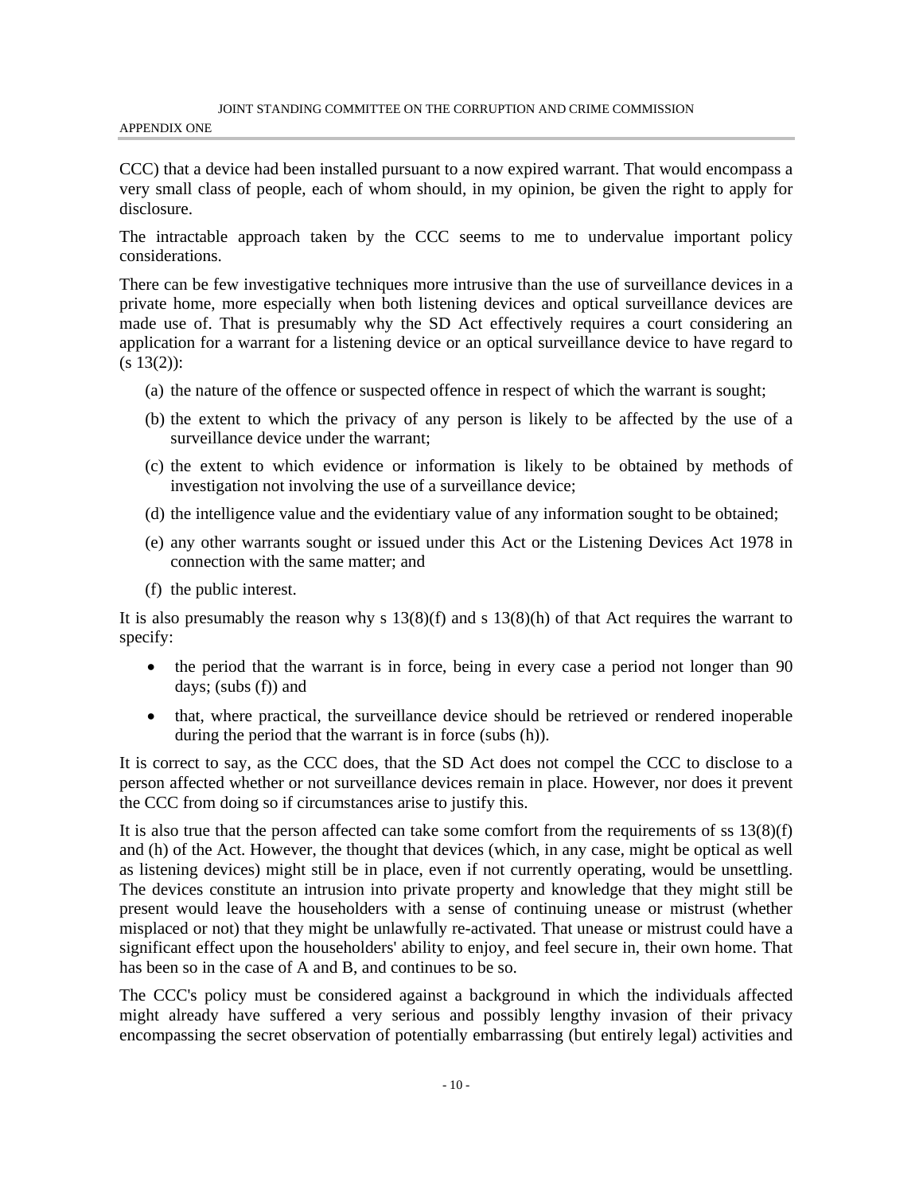CCC) that a device had been installed pursuant to a now expired warrant. That would encompass a very small class of people, each of whom should, in my opinion, be given the right to apply for disclosure.

The intractable approach taken by the CCC seems to me to undervalue important policy considerations.

There can be few investigative techniques more intrusive than the use of surveillance devices in a private home, more especially when both listening devices and optical surveillance devices are made use of. That is presumably why the SD Act effectively requires a court considering an application for a warrant for a listening device or an optical surveillance device to have regard to (s 13(2)):

(a) the nature of the offence or suspected offence in respect of which the warrant is sought;

(b) the extent to which the privacy of any person is likely to be affected by the use of a surveillance device under the warrant;

(c) the extent to which evidence or information is likely to be obtained by methods of investigation not involving the use of a surveillance device;

(d) the intelligence value and the evidentiary value of any information sought to be obtained;

(e) any other warrants sought or issued under this Act or the Listening Devices Act 1978 in connection with the same matter; and

(f) the public interest.

It is also presumably the reason why s 13(8)(f) and s 13(8)(h) of that Act requires the warrant to specify:

- the period that the warrant is in force, being in every case a period not longer than 90 days; (subs (f)) and
- that, where practical, the surveillance device should be retrieved or rendered inoperable during the period that the warrant is in force (subs (h)).

It is correct to say, as the CCC does, that the SD Act does not compel the CCC to disclose to a person affected whether or not surveillance devices remain in place. However, nor does it prevent the CCC from doing so if circumstances arise to justify this.

It is also true that the person affected can take some comfort from the requirements of ss 13(8)(f) and (h) of the Act. However, the thought that devices (which, in any case, might be optical as well as listening devices) might still be in place, even if not currently operating, would be unsettling. The devices constitute an intrusion into private property and knowledge that they might still be present would leave the householders with a sense of continuing unease or mistrust (whether misplaced or not) that they might be unlawfully re-activated. That unease or mistrust could have a significant effect upon the householders' ability to enjoy, and feel secure in, their own home. That has been so in the case of A and B, and continues to be so.

The CCC's policy must be considered against a background in which the individuals affected might already have suffered a very serious and possibly lengthy invasion of their privacy encompassing the secret observation of potentially embarrassing (but entirely legal) activities and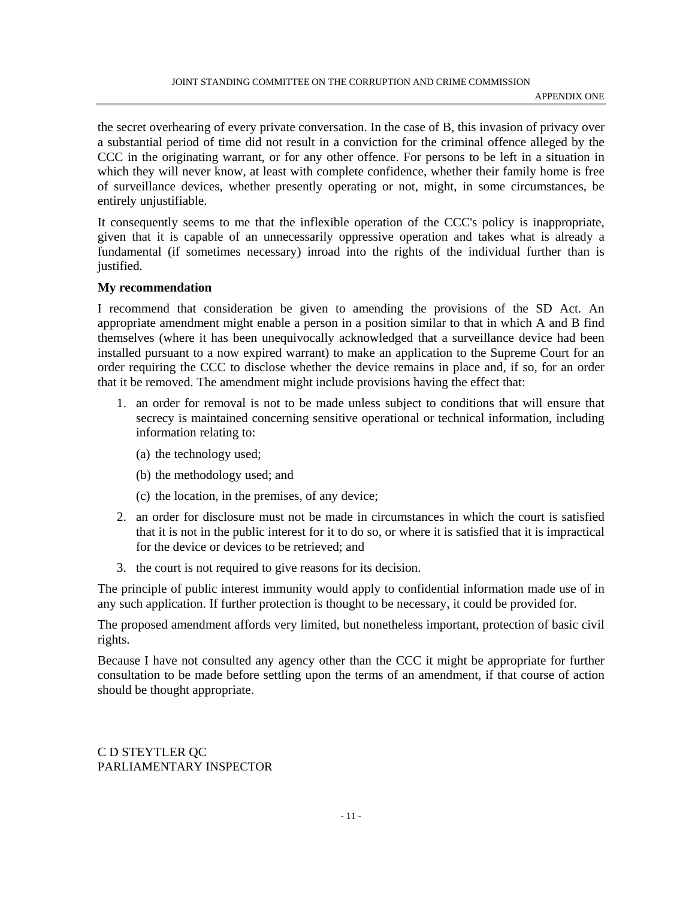the secret overhearing of every private conversation. In the case of B, this invasion of privacy over a substantial period of time did not result in a conviction for the criminal offence alleged by the CCC in the originating warrant, or for any other offence. For persons to be left in a situation in which they will never know, at least with complete confidence, whether their family home is free of surveillance devices, whether presently operating or not, might, in some circumstances, be entirely unjustifiable.

It consequently seems to me that the inflexible operation of the CCC's policy is inappropriate, given that it is capable of an unnecessarily oppressive operation and takes what is already a fundamental (if sometimes necessary) inroad into the rights of the individual further than is justified.

**My recommendation**

I recommend that consideration be given to amending the provisions of the SD Act. An appropriate amendment might enable a person in a position similar to that in which A and B find themselves (where it has been unequivocally acknowledged that a surveillance device had been installed pursuant to a now expired warrant) to make an application to the Supreme Court for an order requiring the CCC to disclose whether the device remains in place and, if so, for an order that it be removed. The amendment might include provisions having the effect that:

1. an order for removal is not to be made unless subject to conditions that will ensure that secrecy is maintained concerning sensitive operational or technical information, including information relating to:

   (a) the technology used;

   (b) the methodology used; and

   (c) the location, in the premises, of any device;

2. an order for disclosure must not be made in circumstances in which the court is satisfied that it is not in the public interest for it to do so, or where it is satisfied that it is impractical for the device or devices to be retrieved; and

3. the court is not required to give reasons for its decision.

The principle of public interest immunity would apply to confidential information made use of in any such application. If further protection is thought to be necessary, it could be provided for.

The proposed amendment affords very limited, but nonetheless important, protection of basic civil rights.

Because I have not consulted any agency other than the CCC it might be appropriate for further consultation to be made before settling upon the terms of an amendment, if that course of action should be thought appropriate.

C D STEYTLER QC
PARLIAMENTARY INSPECTOR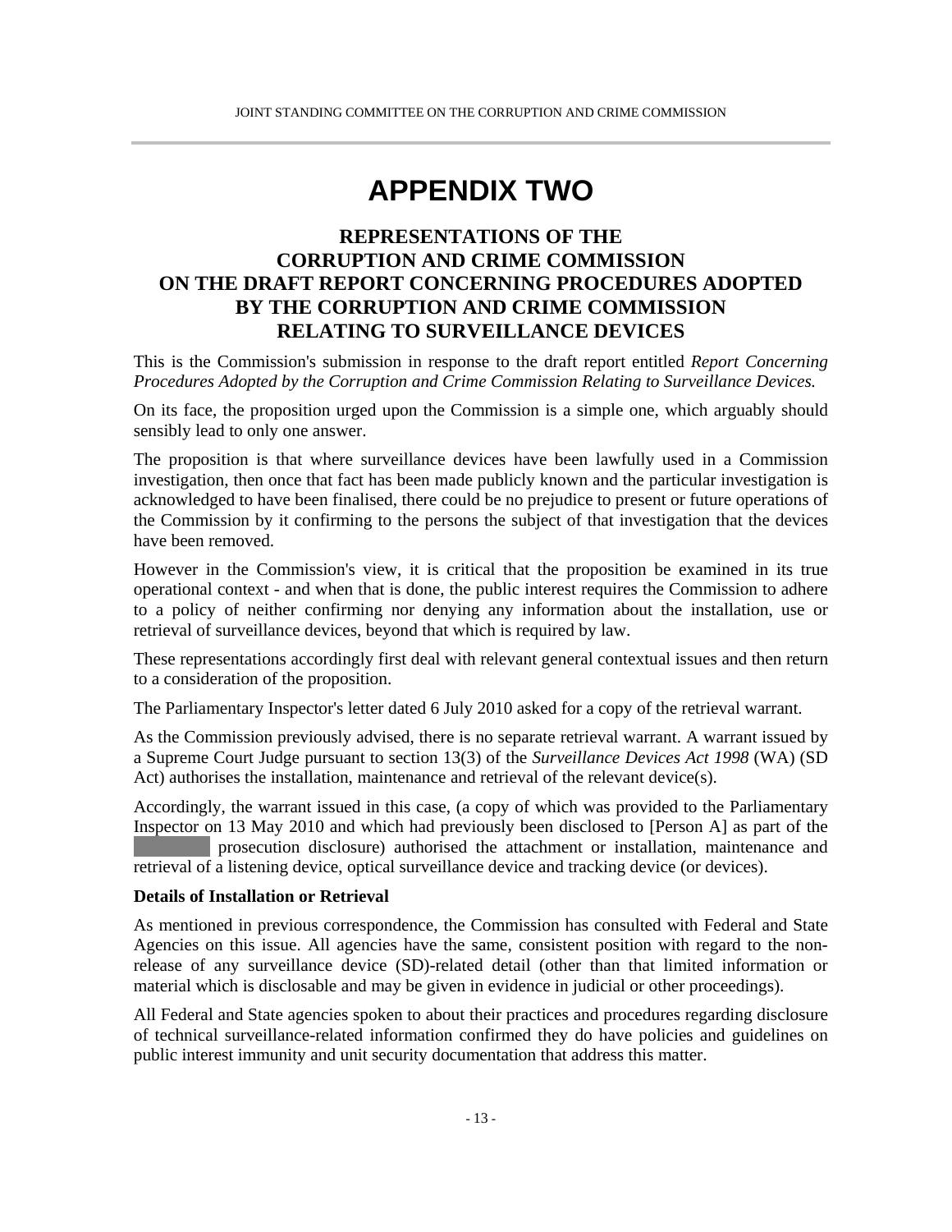# APPENDIX TWO

## REPRESENTATIONS OF THE CORRUPTION AND CRIME COMMISSION ON THE DRAFT REPORT CONCERNING PROCEDURES ADOPTED BY THE CORRUPTION AND CRIME COMMISSION RELATING TO SURVEILLANCE DEVICES

This is the Commission's submission in response to the draft report entitled *Report Concerning Procedures Adopted by the Corruption and Crime Commission Relating to Surveillance Devices.*

On its face, the proposition urged upon the Commission is a simple one, which arguably should sensibly lead to only one answer.

The proposition is that where surveillance devices have been lawfully used in a Commission investigation, then once that fact has been made publicly known and the particular investigation is acknowledged to have been finalised, there could be no prejudice to present or future operations of the Commission by it confirming to the persons the subject of that investigation that the devices have been removed.

However in the Commission's view, it is critical that the proposition be examined in its true operational context - and when that is done, the public interest requires the Commission to adhere to a policy of neither confirming nor denying any information about the installation, use or retrieval of surveillance devices, beyond that which is required by law.

These representations accordingly first deal with relevant general contextual issues and then return to a consideration of the proposition.

The Parliamentary Inspector's letter dated 6 July 2010 asked for a copy of the retrieval warrant.

As the Commission previously advised, there is no separate retrieval warrant. A warrant issued by a Supreme Court Judge pursuant to section 13(3) of the *Surveillance Devices Act 1998* (WA) (SD Act) authorises the installation, maintenance and retrieval of the relevant device(s).

Accordingly, the warrant issued in this case, (a copy of which was provided to the Parliamentary Inspector on 13 May 2010 and which had previously been disclosed to [Person A] as part of the [redacted] prosecution disclosure) authorised the attachment or installation, maintenance and retrieval of a listening device, optical surveillance device and tracking device (or devices).

**Details of Installation or Retrieval**

As mentioned in previous correspondence, the Commission has consulted with Federal and State Agencies on this issue. All agencies have the same, consistent position with regard to the non-release of any surveillance device (SD)-related detail (other than that limited information or material which is disclosable and may be given in evidence in judicial or other proceedings).

All Federal and State agencies spoken to about their practices and procedures regarding disclosure of technical surveillance-related information confirmed they do have policies and guidelines on public interest immunity and unit security documentation that address this matter.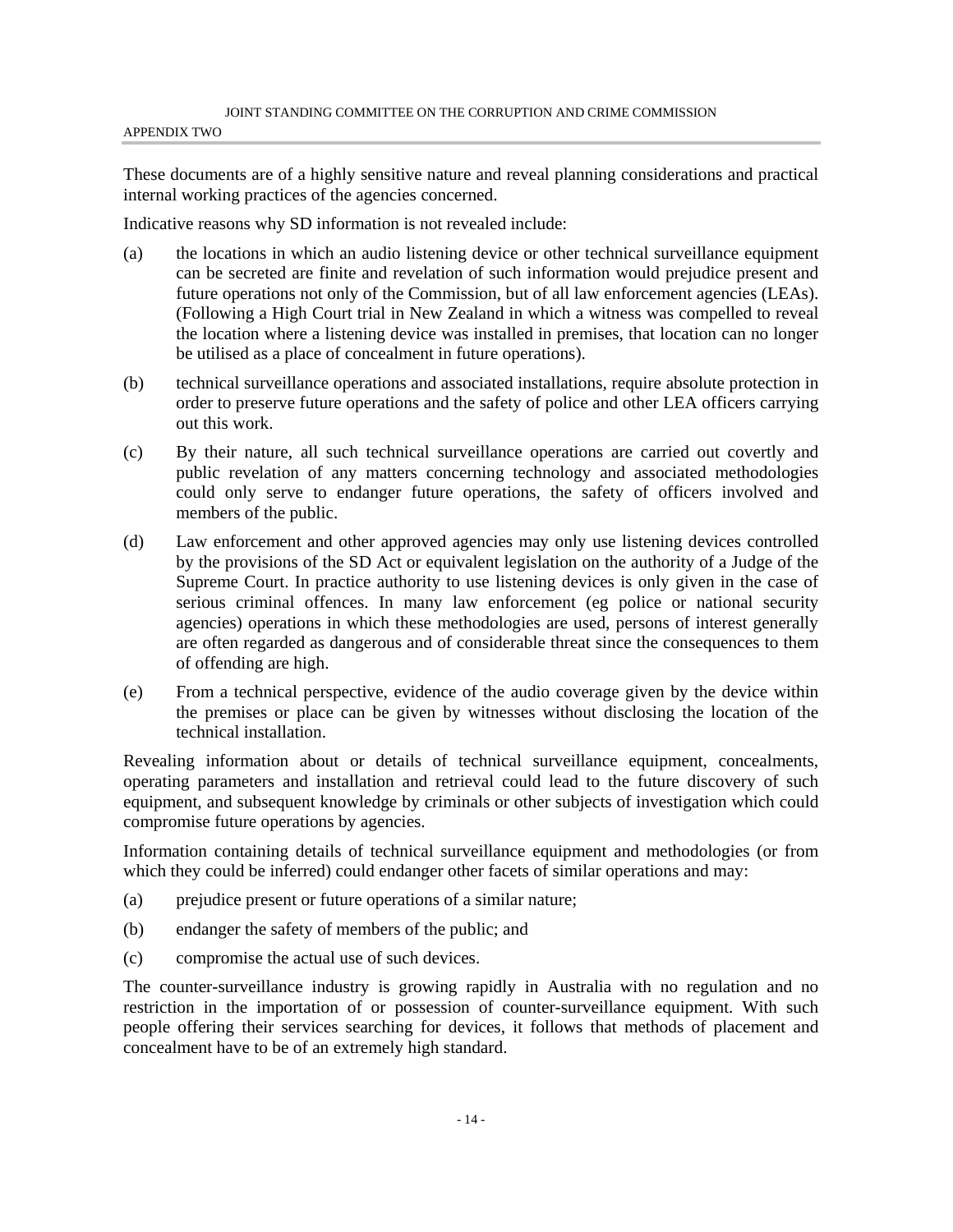These documents are of a highly sensitive nature and reveal planning considerations and practical internal working practices of the agencies concerned.

Indicative reasons why SD information is not revealed include:

(a) the locations in which an audio listening device or other technical surveillance equipment can be secreted are finite and revelation of such information would prejudice present and future operations not only of the Commission, but of all law enforcement agencies (LEAs). (Following a High Court trial in New Zealand in which a witness was compelled to reveal the location where a listening device was installed in premises, that location can no longer be utilised as a place of concealment in future operations).

(b) technical surveillance operations and associated installations, require absolute protection in order to preserve future operations and the safety of police and other LEA officers carrying out this work.

(c) By their nature, all such technical surveillance operations are carried out covertly and public revelation of any matters concerning technology and associated methodologies could only serve to endanger future operations, the safety of officers involved and members of the public.

(d) Law enforcement and other approved agencies may only use listening devices controlled by the provisions of the SD Act or equivalent legislation on the authority of a Judge of the Supreme Court. In practice authority to use listening devices is only given in the case of serious criminal offences. In many law enforcement (eg police or national security agencies) operations in which these methodologies are used, persons of interest generally are often regarded as dangerous and of considerable threat since the consequences to them of offending are high.

(e) From a technical perspective, evidence of the audio coverage given by the device within the premises or place can be given by witnesses without disclosing the location of the technical installation.

Revealing information about or details of technical surveillance equipment, concealments, operating parameters and installation and retrieval could lead to the future discovery of such equipment, and subsequent knowledge by criminals or other subjects of investigation which could compromise future operations by agencies.

Information containing details of technical surveillance equipment and methodologies (or from which they could be inferred) could endanger other facets of similar operations and may:

(a) prejudice present or future operations of a similar nature;

(b) endanger the safety of members of the public; and

(c) compromise the actual use of such devices.

The counter-surveillance industry is growing rapidly in Australia with no regulation and no restriction in the importation of or possession of counter-surveillance equipment. With such people offering their services searching for devices, it follows that methods of placement and concealment have to be of an extremely high standard.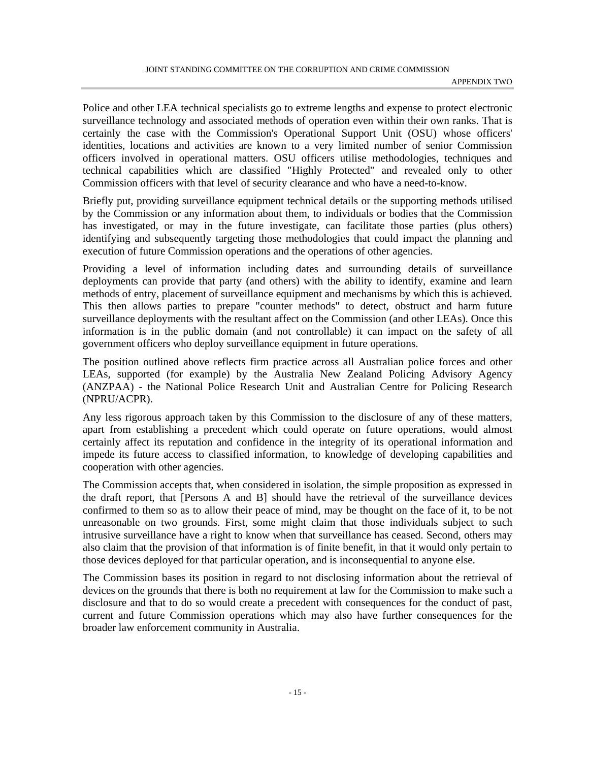Police and other LEA technical specialists go to extreme lengths and expense to protect electronic surveillance technology and associated methods of operation even within their own ranks. That is certainly the case with the Commission's Operational Support Unit (OSU) whose officers' identities, locations and activities are known to a very limited number of senior Commission officers involved in operational matters. OSU officers utilise methodologies, techniques and technical capabilities which are classified "Highly Protected" and revealed only to other Commission officers with that level of security clearance and who have a need-to-know.

Briefly put, providing surveillance equipment technical details or the supporting methods utilised by the Commission or any information about them, to individuals or bodies that the Commission has investigated, or may in the future investigate, can facilitate those parties (plus others) identifying and subsequently targeting those methodologies that could impact the planning and execution of future Commission operations and the operations of other agencies.

Providing a level of information including dates and surrounding details of surveillance deployments can provide that party (and others) with the ability to identify, examine and learn methods of entry, placement of surveillance equipment and mechanisms by which this is achieved. This then allows parties to prepare "counter methods" to detect, obstruct and harm future surveillance deployments with the resultant affect on the Commission (and other LEAs). Once this information is in the public domain (and not controllable) it can impact on the safety of all government officers who deploy surveillance equipment in future operations.

The position outlined above reflects firm practice across all Australian police forces and other LEAs, supported (for example) by the Australia New Zealand Policing Advisory Agency (ANZPAA) - the National Police Research Unit and Australian Centre for Policing Research (NPRU/ACPR).

Any less rigorous approach taken by this Commission to the disclosure of any of these matters, apart from establishing a precedent which could operate on future operations, would almost certainly affect its reputation and confidence in the integrity of its operational information and impede its future access to classified information, to knowledge of developing capabilities and cooperation with other agencies.

The Commission accepts that, <u>when considered in isolation</u>, the simple proposition as expressed in the draft report, that [Persons A and B] should have the retrieval of the surveillance devices confirmed to them so as to allow their peace of mind, may be thought on the face of it, to be not unreasonable on two grounds. First, some might claim that those individuals subject to such intrusive surveillance have a right to know when that surveillance has ceased. Second, others may also claim that the provision of that information is of finite benefit, in that it would only pertain to those devices deployed for that particular operation, and is inconsequential to anyone else.

The Commission bases its position in regard to not disclosing information about the retrieval of devices on the grounds that there is both no requirement at law for the Commission to make such a disclosure and that to do so would create a precedent with consequences for the conduct of past, current and future Commission operations which may also have further consequences for the broader law enforcement community in Australia.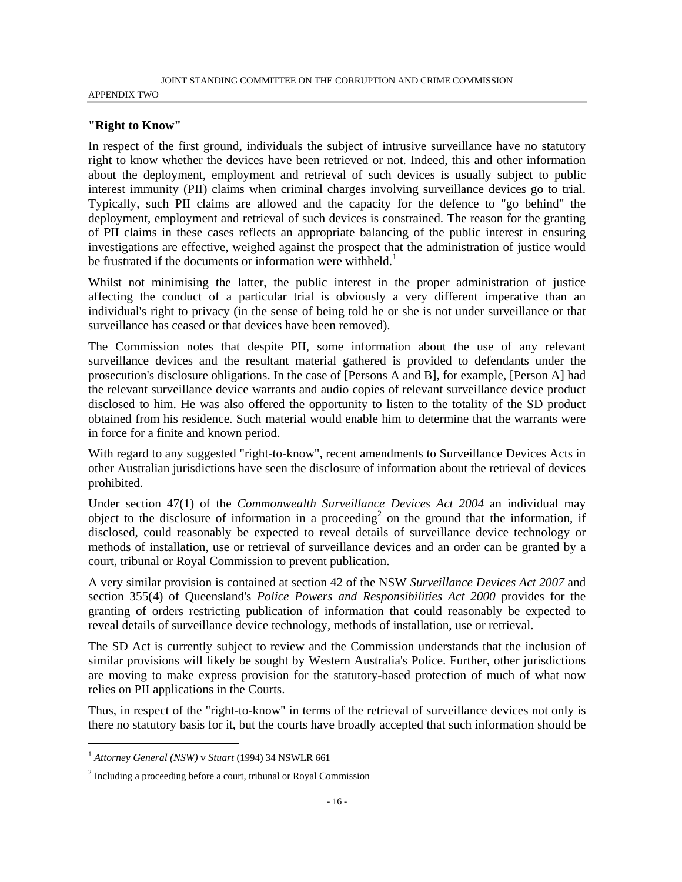## "Right to Know"

In respect of the first ground, individuals the subject of intrusive surveillance have no statutory right to know whether the devices have been retrieved or not. Indeed, this and other information about the deployment, employment and retrieval of such devices is usually subject to public interest immunity (PII) claims when criminal charges involving surveillance devices go to trial. Typically, such PII claims are allowed and the capacity for the defence to "go behind" the deployment, employment and retrieval of such devices is constrained. The reason for the granting of PII claims in these cases reflects an appropriate balancing of the public interest in ensuring investigations are effective, weighed against the prospect that the administration of justice would be frustrated if the documents or information were withheld.[1]

Whilst not minimising the latter, the public interest in the proper administration of justice affecting the conduct of a particular trial is obviously a very different imperative than an individual's right to privacy (in the sense of being told he or she is not under surveillance or that surveillance has ceased or that devices have been removed).

The Commission notes that despite PII, some information about the use of any relevant surveillance devices and the resultant material gathered is provided to defendants under the prosecution's disclosure obligations. In the case of [Persons A and B], for example, [Person A] had the relevant surveillance device warrants and audio copies of relevant surveillance device product disclosed to him. He was also offered the opportunity to listen to the totality of the SD product obtained from his residence. Such material would enable him to determine that the warrants were in force for a finite and known period.

With regard to any suggested "right-to-know", recent amendments to Surveillance Devices Acts in other Australian jurisdictions have seen the disclosure of information about the retrieval of devices prohibited.

Under section 47(1) of the *Commonwealth Surveillance Devices Act 2004* an individual may object to the disclosure of information in a proceeding[2] on the ground that the information, if disclosed, could reasonably be expected to reveal details of surveillance device technology or methods of installation, use or retrieval of surveillance devices and an order can be granted by a court, tribunal or Royal Commission to prevent publication.

A very similar provision is contained at section 42 of the NSW *Surveillance Devices Act 2007* and section 355(4) of Queensland's *Police Powers and Responsibilities Act 2000* provides for the granting of orders restricting publication of information that could reasonably be expected to reveal details of surveillance device technology, methods of installation, use or retrieval.

The SD Act is currently subject to review and the Commission understands that the inclusion of similar provisions will likely be sought by Western Australia's Police. Further, other jurisdictions are moving to make express provision for the statutory-based protection of much of what now relies on PII applications in the Courts.

Thus, in respect of the "right-to-know" in terms of the retrieval of surveillance devices not only is there no statutory basis for it, but the courts have broadly accepted that such information should be

---

[1] *Attorney General (NSW)* v *Stuart* (1994) 34 NSWLR 661

[2] Including a proceeding before a court, tribunal or Royal Commission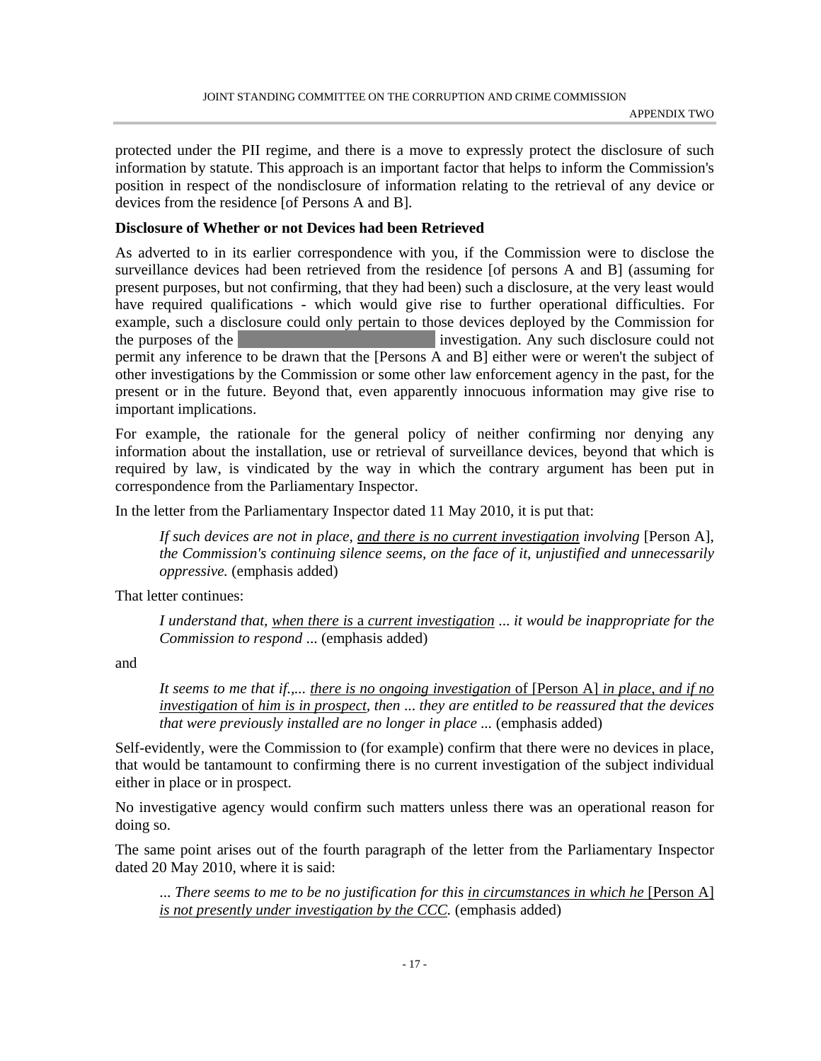protected under the PII regime, and there is a move to expressly protect the disclosure of such information by statute. This approach is an important factor that helps to inform the Commission's position in respect of the nondisclosure of information relating to the retrieval of any device or devices from the residence [of Persons A and B].

**Disclosure of Whether or not Devices had been Retrieved**

As adverted to in its earlier correspondence with you, if the Commission were to disclose the surveillance devices had been retrieved from the residence [of persons A and B] (assuming for present purposes, but not confirming, that they had been) such a disclosure, at the very least would have required qualifications - which would give rise to further operational difficulties. For example, such a disclosure could only pertain to those devices deployed by the Commission for the purposes of the [redacted] investigation. Any such disclosure could not permit any inference to be drawn that the [Persons A and B] either were or weren't the subject of other investigations by the Commission or some other law enforcement agency in the past, for the present or in the future. Beyond that, even apparently innocuous information may give rise to important implications.

For example, the rationale for the general policy of neither confirming nor denying any information about the installation, use or retrieval of surveillance devices, beyond that which is required by law, is vindicated by the way in which the contrary argument has been put in correspondence from the Parliamentary Inspector.

In the letter from the Parliamentary Inspector dated 11 May 2010, it is put that:

> *If such devices are not in place, <u>and there is no current investigation</u> involving* [Person A], *the Commission's continuing silence seems, on the face of it, unjustified and unnecessarily oppressive.* (emphasis added)

That letter continues:

> *I understand that, <u>when there is</u>* <u>a</u> *<u>current investigation</u> ... it would be inappropriate for the Commission to respond ...* (emphasis added)

and

> *It seems to me that if.,... <u>there is no ongoing investigation</u>* <u>of</u> [Person A] *<u>in place</u>, and if <u>no investigation</u>* <u>of</u> *<u>him is in prospect</u>, then ... they are entitled to be reassured that the devices that were previously installed are no longer in place ...* (emphasis added)

Self-evidently, were the Commission to (for example) confirm that there were no devices in place, that would be tantamount to confirming there is no current investigation of the subject individual either in place or in prospect.

No investigative agency would confirm such matters unless there was an operational reason for doing so.

The same point arises out of the fourth paragraph of the letter from the Parliamentary Inspector dated 20 May 2010, where it is said:

> *... There seems to me to be no justification for this <u>in circumstances in which he</u>* <u>[Person A]</u> *<u>is not presently under investigation by the CCC</u>.* (emphasis added)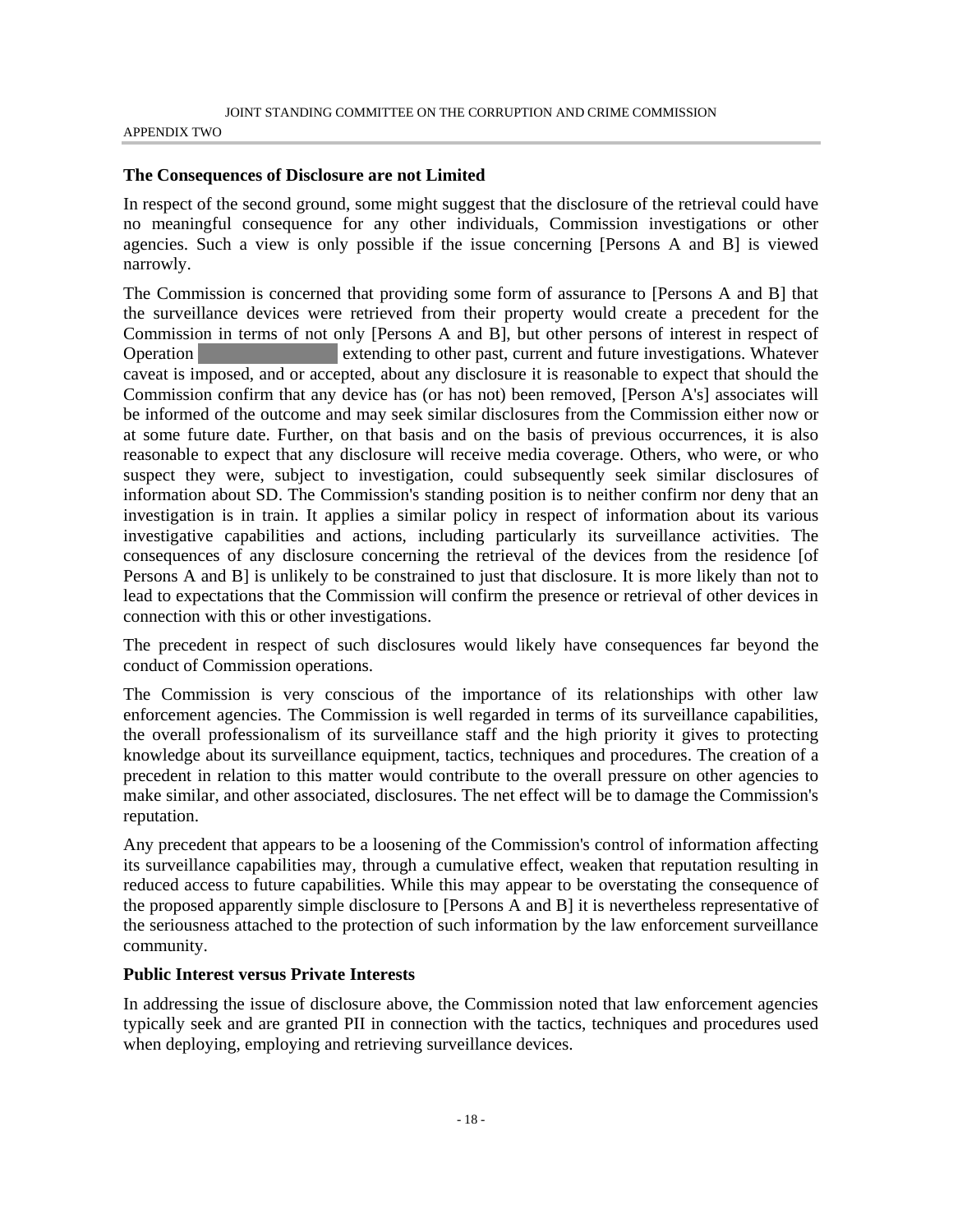### The Consequences of Disclosure are not Limited

In respect of the second ground, some might suggest that the disclosure of the retrieval could have no meaningful consequence for any other individuals, Commission investigations or other agencies. Such a view is only possible if the issue concerning [Persons A and B] is viewed narrowly.

The Commission is concerned that providing some form of assurance to [Persons A and B] that the surveillance devices were retrieved from their property would create a precedent for the Commission in terms of not only [Persons A and B], but other persons of interest in respect of Operation ██████████ extending to other past, current and future investigations. Whatever caveat is imposed, and or accepted, about any disclosure it is reasonable to expect that should the Commission confirm that any device has (or has not) been removed, [Person A's] associates will be informed of the outcome and may seek similar disclosures from the Commission either now or at some future date. Further, on that basis and on the basis of previous occurrences, it is also reasonable to expect that any disclosure will receive media coverage. Others, who were, or who suspect they were, subject to investigation, could subsequently seek similar disclosures of information about SD. The Commission's standing position is to neither confirm nor deny that an investigation is in train. It applies a similar policy in respect of information about its various investigative capabilities and actions, including particularly its surveillance activities. The consequences of any disclosure concerning the retrieval of the devices from the residence [of Persons A and B] is unlikely to be constrained to just that disclosure. It is more likely than not to lead to expectations that the Commission will confirm the presence or retrieval of other devices in connection with this or other investigations.

The precedent in respect of such disclosures would likely have consequences far beyond the conduct of Commission operations.

The Commission is very conscious of the importance of its relationships with other law enforcement agencies. The Commission is well regarded in terms of its surveillance capabilities, the overall professionalism of its surveillance staff and the high priority it gives to protecting knowledge about its surveillance equipment, tactics, techniques and procedures. The creation of a precedent in relation to this matter would contribute to the overall pressure on other agencies to make similar, and other associated, disclosures. The net effect will be to damage the Commission's reputation.

Any precedent that appears to be a loosening of the Commission's control of information affecting its surveillance capabilities may, through a cumulative effect, weaken that reputation resulting in reduced access to future capabilities. While this may appear to be overstating the consequence of the proposed apparently simple disclosure to [Persons A and B] it is nevertheless representative of the seriousness attached to the protection of such information by the law enforcement surveillance community.

### Public Interest versus Private Interests

In addressing the issue of disclosure above, the Commission noted that law enforcement agencies typically seek and are granted PII in connection with the tactics, techniques and procedures used when deploying, employing and retrieving surveillance devices.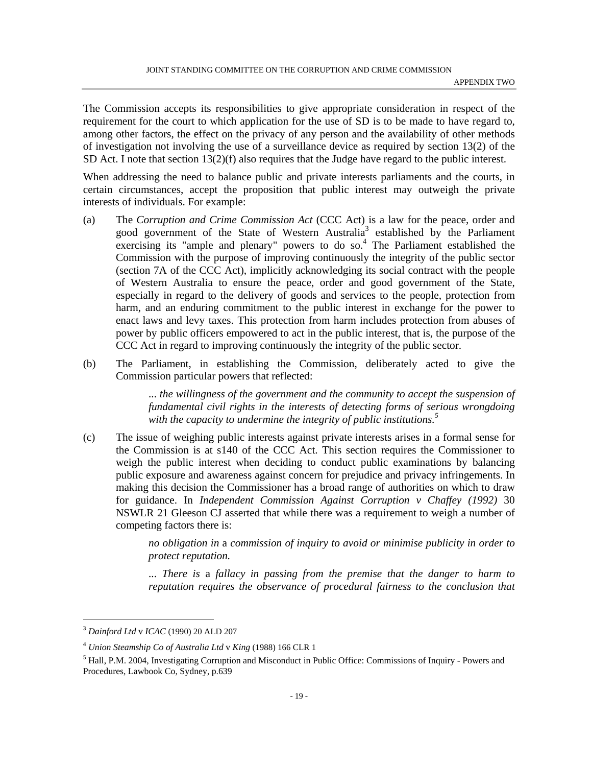The Commission accepts its responsibilities to give appropriate consideration in respect of the requirement for the court to which application for the use of SD is to be made to have regard to, among other factors, the effect on the privacy of any person and the availability of other methods of investigation not involving the use of a surveillance device as required by section 13(2) of the SD Act. I note that section 13(2)(f) also requires that the Judge have regard to the public interest.

When addressing the need to balance public and private interests parliaments and the courts, in certain circumstances, accept the proposition that public interest may outweigh the private interests of individuals. For example:

(a) The *Corruption and Crime Commission Act* (CCC Act) is a law for the peace, order and good government of the State of Western Australia[3] established by the Parliament exercising its "ample and plenary" powers to do so.[4] The Parliament established the Commission with the purpose of improving continuously the integrity of the public sector (section 7A of the CCC Act), implicitly acknowledging its social contract with the people of Western Australia to ensure the peace, order and good government of the State, especially in regard to the delivery of goods and services to the people, protection from harm, and an enduring commitment to the public interest in exchange for the power to enact laws and levy taxes. This protection from harm includes protection from abuses of power by public officers empowered to act in the public interest, that is, the purpose of the CCC Act in regard to improving continuously the integrity of the public sector.

(b) The Parliament, in establishing the Commission, deliberately acted to give the Commission particular powers that reflected:

> *... the willingness of the government and the community to accept the suspension of fundamental civil rights in the interests of detecting forms of serious wrongdoing with the capacity to undermine the integrity of public institutions.*[5]

(c) The issue of weighing public interests against private interests arises in a formal sense for the Commission is at s140 of the CCC Act. This section requires the Commissioner to weigh the public interest when deciding to conduct public examinations by balancing public exposure and awareness against concern for prejudice and privacy infringements. In making this decision the Commissioner has a broad range of authorities on which to draw for guidance. In *Independent Commission Against Corruption v Chaffey (1992)* 30 NSWLR 21 Gleeson CJ asserted that while there was a requirement to weigh a number of competing factors there is:

> *no obligation in* a *commission of inquiry to avoid or minimise publicity in order to protect reputation.*
>
> *... There is* a *fallacy in passing from the premise that the danger to harm to reputation requires the observance of procedural fairness to the conclusion that*

---

[3] *Dainford Ltd* v *ICAC* (1990) 20 ALD 207

[4] *Union Steamship Co of Australia Ltd* v *King* (1988) 166 CLR 1

[5] Hall, P.M. 2004, Investigating Corruption and Misconduct in Public Office: Commissions of Inquiry - Powers and Procedures, Lawbook Co, Sydney, p.639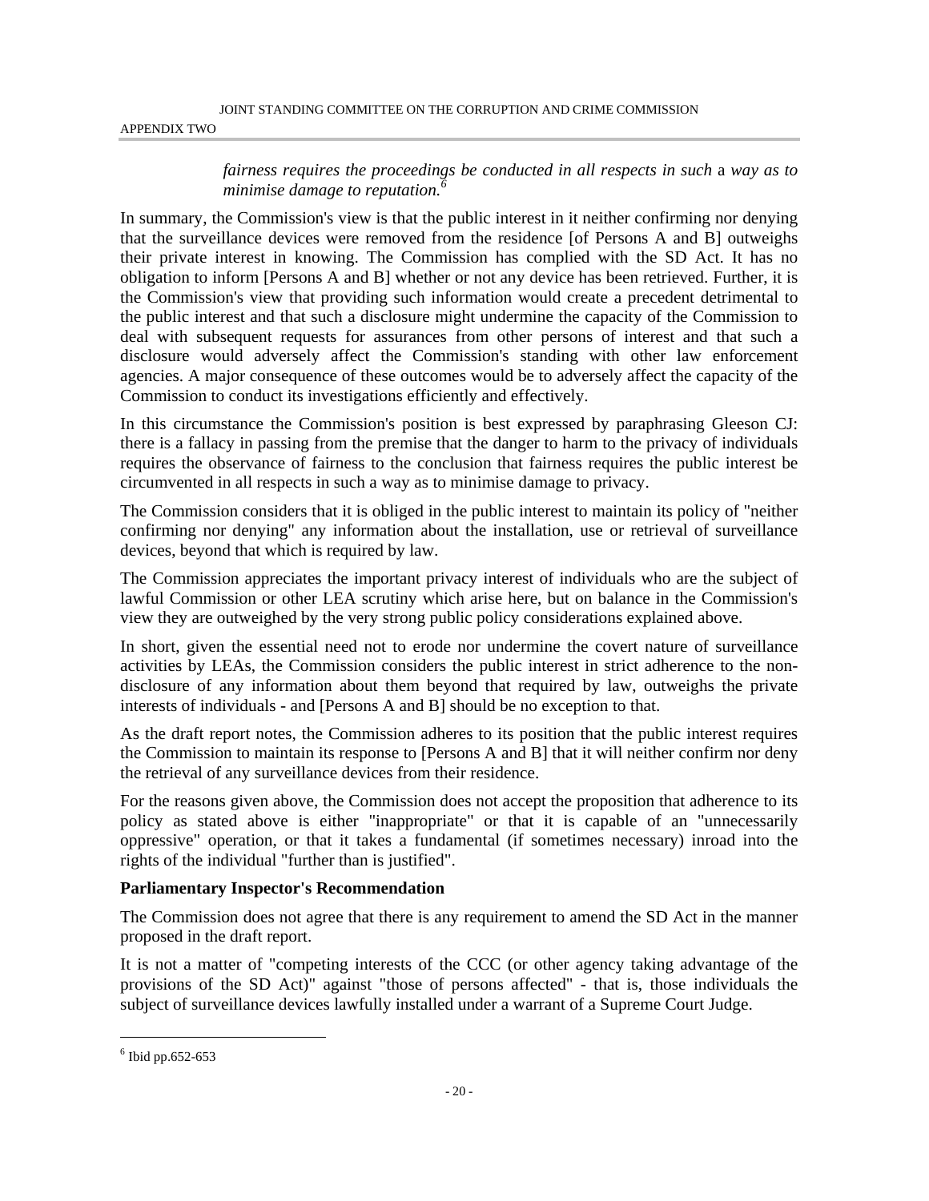> *fairness requires the proceedings be conducted in all respects in such* a *way as to minimise damage to reputation.*[6]

In summary, the Commission's view is that the public interest in it neither confirming nor denying that the surveillance devices were removed from the residence [of Persons A and B] outweighs their private interest in knowing. The Commission has complied with the SD Act. It has no obligation to inform [Persons A and B] whether or not any device has been retrieved. Further, it is the Commission's view that providing such information would create a precedent detrimental to the public interest and that such a disclosure might undermine the capacity of the Commission to deal with subsequent requests for assurances from other persons of interest and that such a disclosure would adversely affect the Commission's standing with other law enforcement agencies. A major consequence of these outcomes would be to adversely affect the capacity of the Commission to conduct its investigations efficiently and effectively.

In this circumstance the Commission's position is best expressed by paraphrasing Gleeson CJ: there is a fallacy in passing from the premise that the danger to harm to the privacy of individuals requires the observance of fairness to the conclusion that fairness requires the public interest be circumvented in all respects in such a way as to minimise damage to privacy.

The Commission considers that it is obliged in the public interest to maintain its policy of "neither confirming nor denying" any information about the installation, use or retrieval of surveillance devices, beyond that which is required by law.

The Commission appreciates the important privacy interest of individuals who are the subject of lawful Commission or other LEA scrutiny which arise here, but on balance in the Commission's view they are outweighed by the very strong public policy considerations explained above.

In short, given the essential need not to erode nor undermine the covert nature of surveillance activities by LEAs, the Commission considers the public interest in strict adherence to the non-disclosure of any information about them beyond that required by law, outweighs the private interests of individuals - and [Persons A and B] should be no exception to that.

As the draft report notes, the Commission adheres to its position that the public interest requires the Commission to maintain its response to [Persons A and B] that it will neither confirm nor deny the retrieval of any surveillance devices from their residence.

For the reasons given above, the Commission does not accept the proposition that adherence to its policy as stated above is either "inappropriate" or that it is capable of an "unnecessarily oppressive" operation, or that it takes a fundamental (if sometimes necessary) inroad into the rights of the individual "further than is justified".

**Parliamentary Inspector's Recommendation**

The Commission does not agree that there is any requirement to amend the SD Act in the manner proposed in the draft report.

It is not a matter of "competing interests of the CCC (or other agency taking advantage of the provisions of the SD Act)" against "those of persons affected" - that is, those individuals the subject of surveillance devices lawfully installed under a warrant of a Supreme Court Judge.

---

[6] Ibid pp.652-653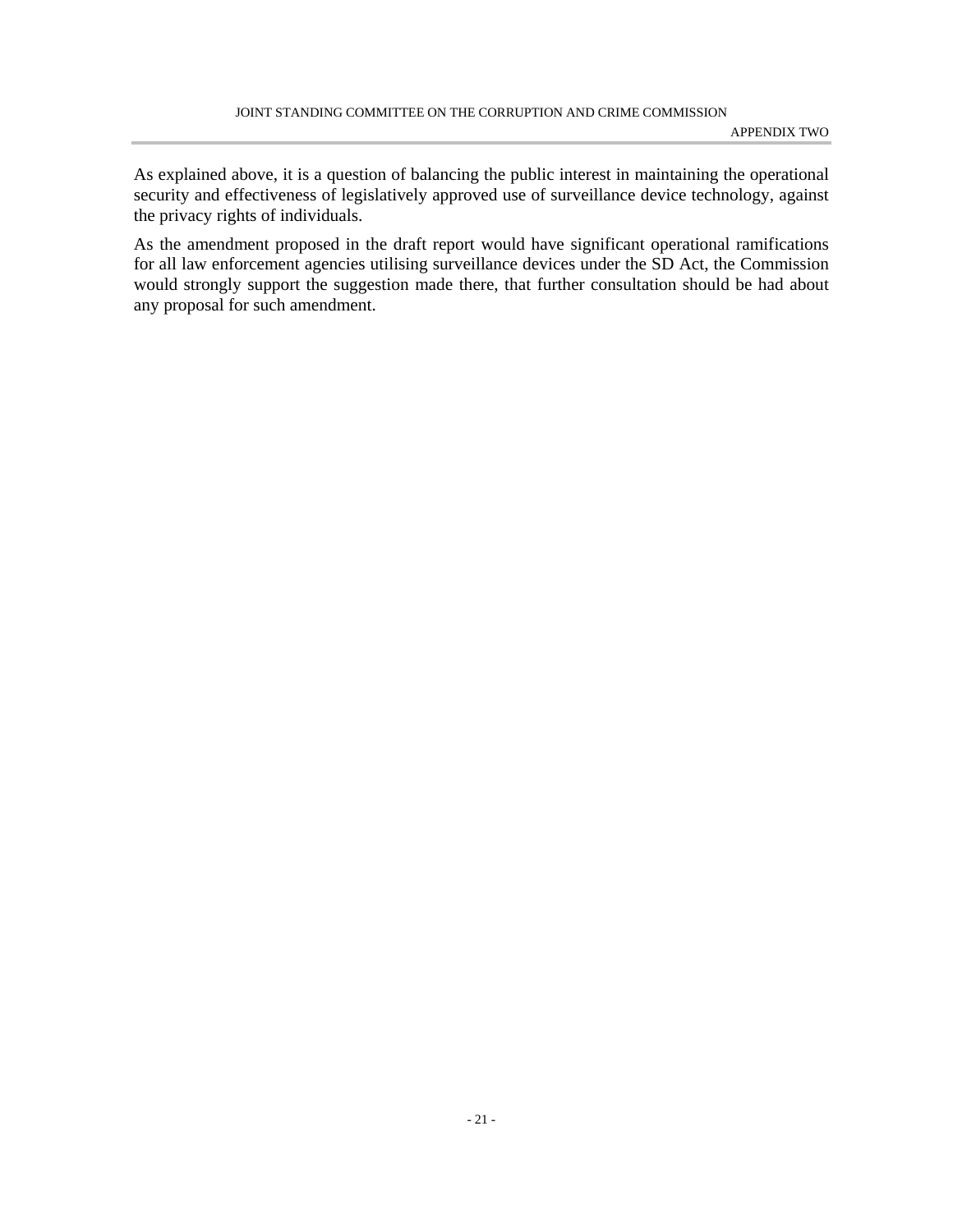As explained above, it is a question of balancing the public interest in maintaining the operational security and effectiveness of legislatively approved use of surveillance device technology, against the privacy rights of individuals.

As the amendment proposed in the draft report would have significant operational ramifications for all law enforcement agencies utilising surveillance devices under the SD Act, the Commission would strongly support the suggestion made there, that further consultation should be had about any proposal for such amendment.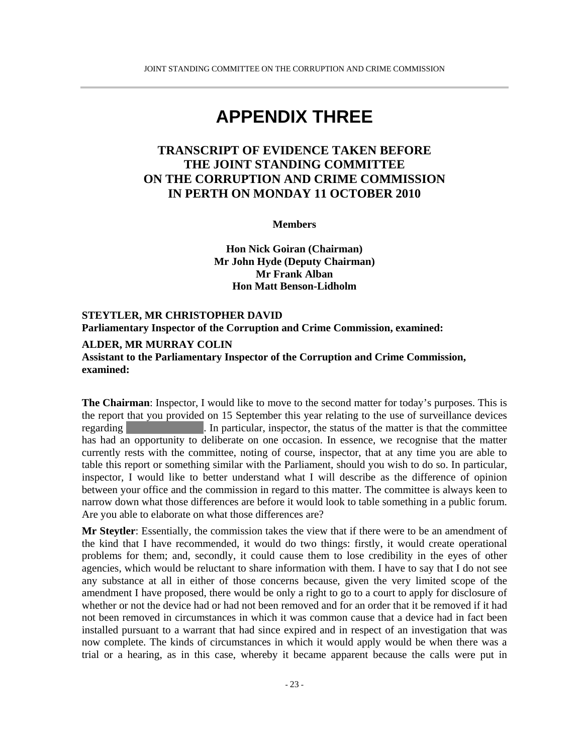# APPENDIX THREE

## TRANSCRIPT OF EVIDENCE TAKEN BEFORE THE JOINT STANDING COMMITTEE ON THE CORRUPTION AND CRIME COMMISSION IN PERTH ON MONDAY 11 OCTOBER 2010

**Members**

**Hon Nick Goiran (Chairman)**
**Mr John Hyde (Deputy Chairman)**
**Mr Frank Alban**
**Hon Matt Benson-Lidholm**

**STEYTLER, MR CHRISTOPHER DAVID**
**Parliamentary Inspector of the Corruption and Crime Commission, examined:**

**ALDER, MR MURRAY COLIN**
**Assistant to the Parliamentary Inspector of the Corruption and Crime Commission, examined:**

**The Chairman**: Inspector, I would like to move to the second matter for today's purposes. This is the report that you provided on 15 September this year relating to the use of surveillance devices regarding [redacted]. In particular, inspector, the status of the matter is that the committee has had an opportunity to deliberate on one occasion. In essence, we recognise that the matter currently rests with the committee, noting of course, inspector, that at any time you are able to table this report or something similar with the Parliament, should you wish to do so. In particular, inspector, I would like to better understand what I will describe as the difference of opinion between your office and the commission in regard to this matter. The committee is always keen to narrow down what those differences are before it would look to table something in a public forum. Are you able to elaborate on what those differences are?

**Mr Steytler**: Essentially, the commission takes the view that if there were to be an amendment of the kind that I have recommended, it would do two things: firstly, it would create operational problems for them; and, secondly, it could cause them to lose credibility in the eyes of other agencies, which would be reluctant to share information with them. I have to say that I do not see any substance at all in either of those concerns because, given the very limited scope of the amendment I have proposed, there would be only a right to go to a court to apply for disclosure of whether or not the device had or had not been removed and for an order that it be removed if it had not been removed in circumstances in which it was common cause that a device had in fact been installed pursuant to a warrant that had since expired and in respect of an investigation that was now complete. The kinds of circumstances in which it would apply would be when there was a trial or a hearing, as in this case, whereby it became apparent because the calls were put in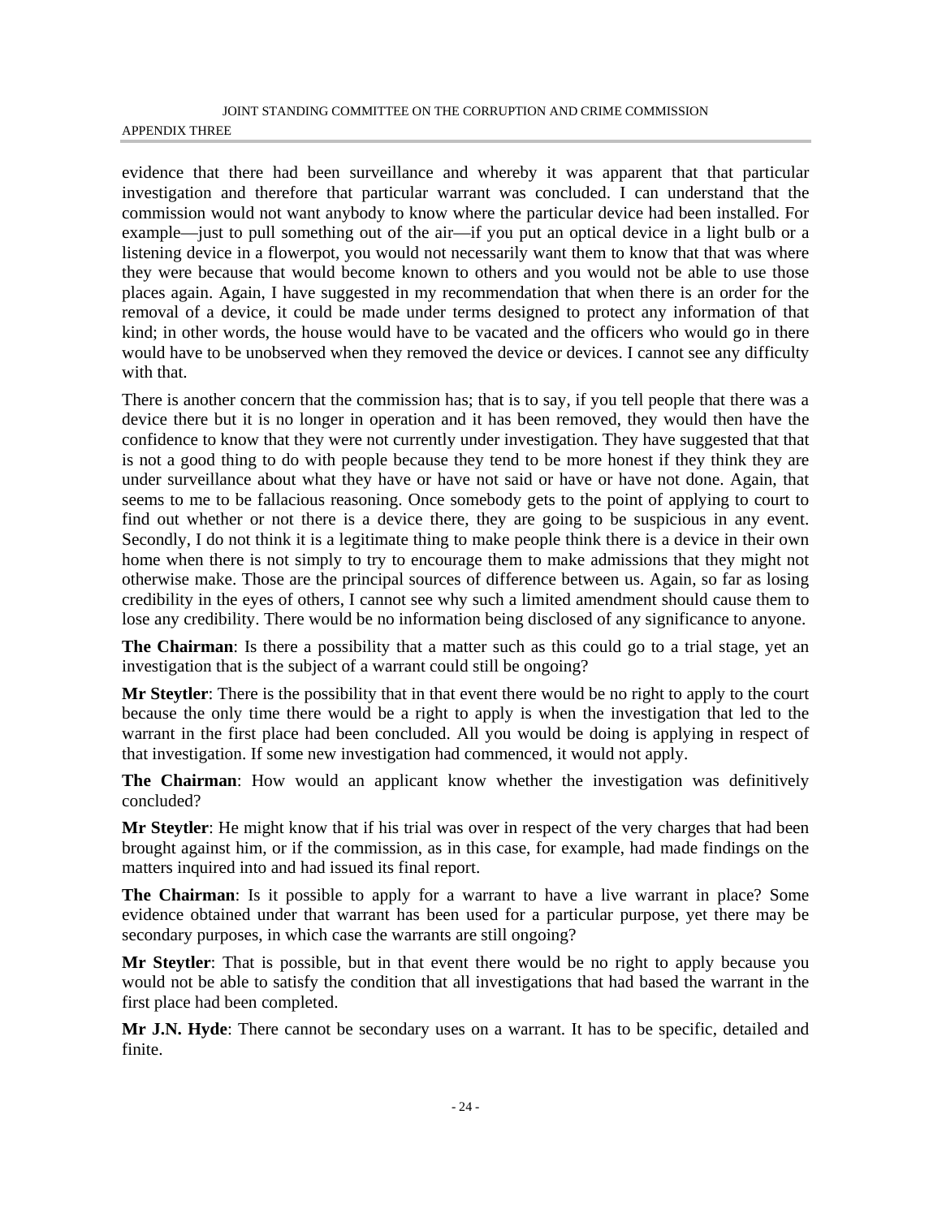evidence that there had been surveillance and whereby it was apparent that that particular investigation and therefore that particular warrant was concluded. I can understand that the commission would not want anybody to know where the particular device had been installed. For example—just to pull something out of the air—if you put an optical device in a light bulb or a listening device in a flowerpot, you would not necessarily want them to know that that was where they were because that would become known to others and you would not be able to use those places again. Again, I have suggested in my recommendation that when there is an order for the removal of a device, it could be made under terms designed to protect any information of that kind; in other words, the house would have to be vacated and the officers who would go in there would have to be unobserved when they removed the device or devices. I cannot see any difficulty with that.

There is another concern that the commission has; that is to say, if you tell people that there was a device there but it is no longer in operation and it has been removed, they would then have the confidence to know that they were not currently under investigation. They have suggested that that is not a good thing to do with people because they tend to be more honest if they think they are under surveillance about what they have or have not said or have or have not done. Again, that seems to me to be fallacious reasoning. Once somebody gets to the point of applying to court to find out whether or not there is a device there, they are going to be suspicious in any event. Secondly, I do not think it is a legitimate thing to make people think there is a device in their own home when there is not simply to try to encourage them to make admissions that they might not otherwise make. Those are the principal sources of difference between us. Again, so far as losing credibility in the eyes of others, I cannot see why such a limited amendment should cause them to lose any credibility. There would be no information being disclosed of any significance to anyone.

**The Chairman**: Is there a possibility that a matter such as this could go to a trial stage, yet an investigation that is the subject of a warrant could still be ongoing?

**Mr Steytler**: There is the possibility that in that event there would be no right to apply to the court because the only time there would be a right to apply is when the investigation that led to the warrant in the first place had been concluded. All you would be doing is applying in respect of that investigation. If some new investigation had commenced, it would not apply.

**The Chairman**: How would an applicant know whether the investigation was definitively concluded?

**Mr Steytler**: He might know that if his trial was over in respect of the very charges that had been brought against him, or if the commission, as in this case, for example, had made findings on the matters inquired into and had issued its final report.

**The Chairman**: Is it possible to apply for a warrant to have a live warrant in place? Some evidence obtained under that warrant has been used for a particular purpose, yet there may be secondary purposes, in which case the warrants are still ongoing?

**Mr Steytler**: That is possible, but in that event there would be no right to apply because you would not be able to satisfy the condition that all investigations that had based the warrant in the first place had been completed.

**Mr J.N. Hyde**: There cannot be secondary uses on a warrant. It has to be specific, detailed and finite.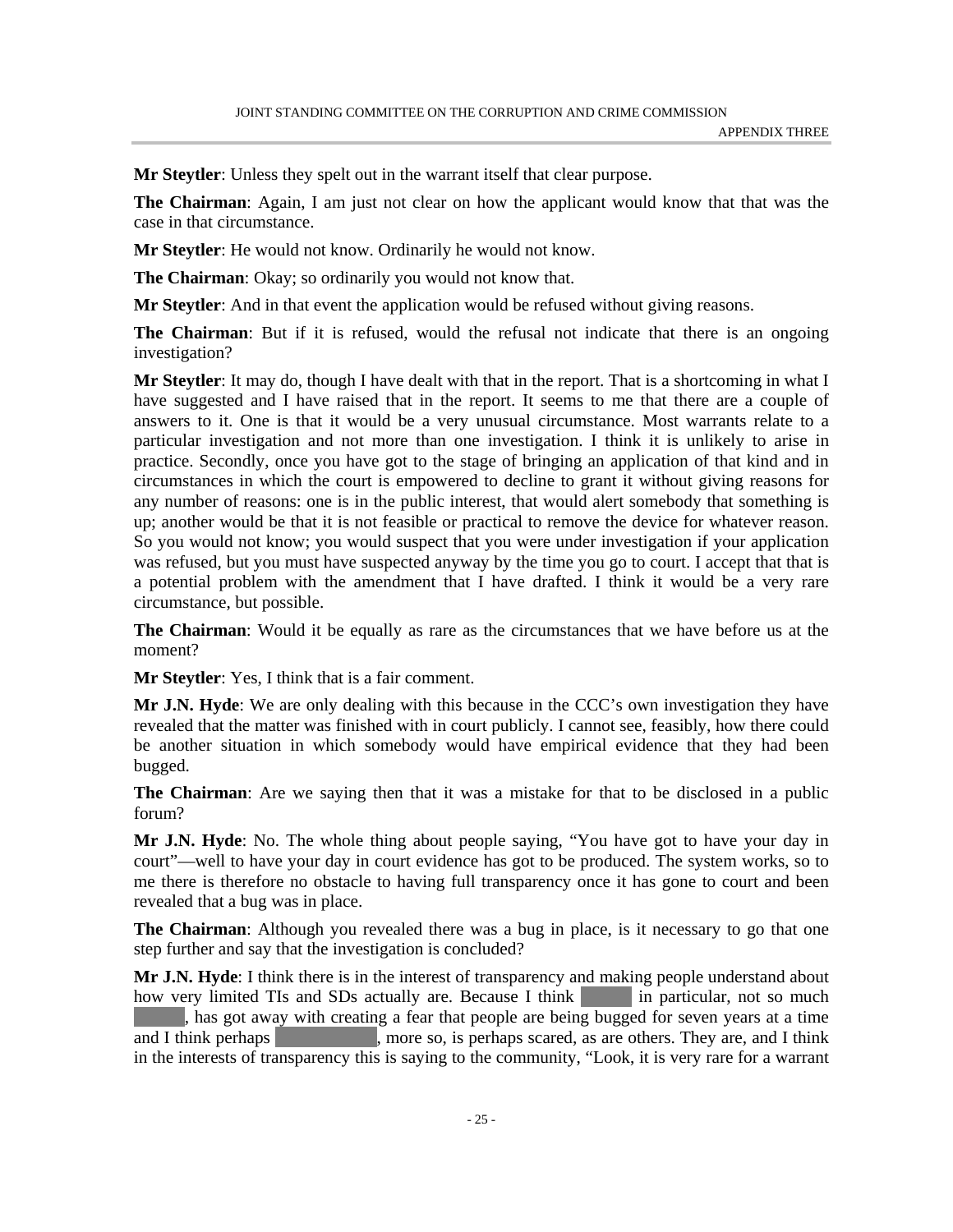**Mr Steytler**: Unless they spelt out in the warrant itself that clear purpose.

**The Chairman**: Again, I am just not clear on how the applicant would know that that was the case in that circumstance.

**Mr Steytler**: He would not know. Ordinarily he would not know.

**The Chairman**: Okay; so ordinarily you would not know that.

**Mr Steytler**: And in that event the application would be refused without giving reasons.

**The Chairman**: But if it is refused, would the refusal not indicate that there is an ongoing investigation?

**Mr Steytler**: It may do, though I have dealt with that in the report. That is a shortcoming in what I have suggested and I have raised that in the report. It seems to me that there are a couple of answers to it. One is that it would be a very unusual circumstance. Most warrants relate to a particular investigation and not more than one investigation. I think it is unlikely to arise in practice. Secondly, once you have got to the stage of bringing an application of that kind and in circumstances in which the court is empowered to decline to grant it without giving reasons for any number of reasons: one is in the public interest, that would alert somebody that something is up; another would be that it is not feasible or practical to remove the device for whatever reason. So you would not know; you would suspect that you were under investigation if your application was refused, but you must have suspected anyway by the time you go to court. I accept that that is a potential problem with the amendment that I have drafted. I think it would be a very rare circumstance, but possible.

**The Chairman**: Would it be equally as rare as the circumstances that we have before us at the moment?

**Mr Steytler**: Yes, I think that is a fair comment.

**Mr J.N. Hyde**: We are only dealing with this because in the CCC's own investigation they have revealed that the matter was finished with in court publicly. I cannot see, feasibly, how there could be another situation in which somebody would have empirical evidence that they had been bugged.

**The Chairman**: Are we saying then that it was a mistake for that to be disclosed in a public forum?

**Mr J.N. Hyde**: No. The whole thing about people saying, "You have got to have your day in court"—well to have your day in court evidence has got to be produced. The system works, so to me there is therefore no obstacle to having full transparency once it has gone to court and been revealed that a bug was in place.

**The Chairman**: Although you revealed there was a bug in place, is it necessary to go that one step further and say that the investigation is concluded?

**Mr J.N. Hyde**: I think there is in the interest of transparency and making people understand about how very limited TIs and SDs actually are. Because I think [redacted] in particular, not so much [redacted], has got away with creating a fear that people are being bugged for seven years at a time and I think perhaps [redacted], more so, is perhaps scared, as are others. They are, and I think in the interests of transparency this is saying to the community, "Look, it is very rare for a warrant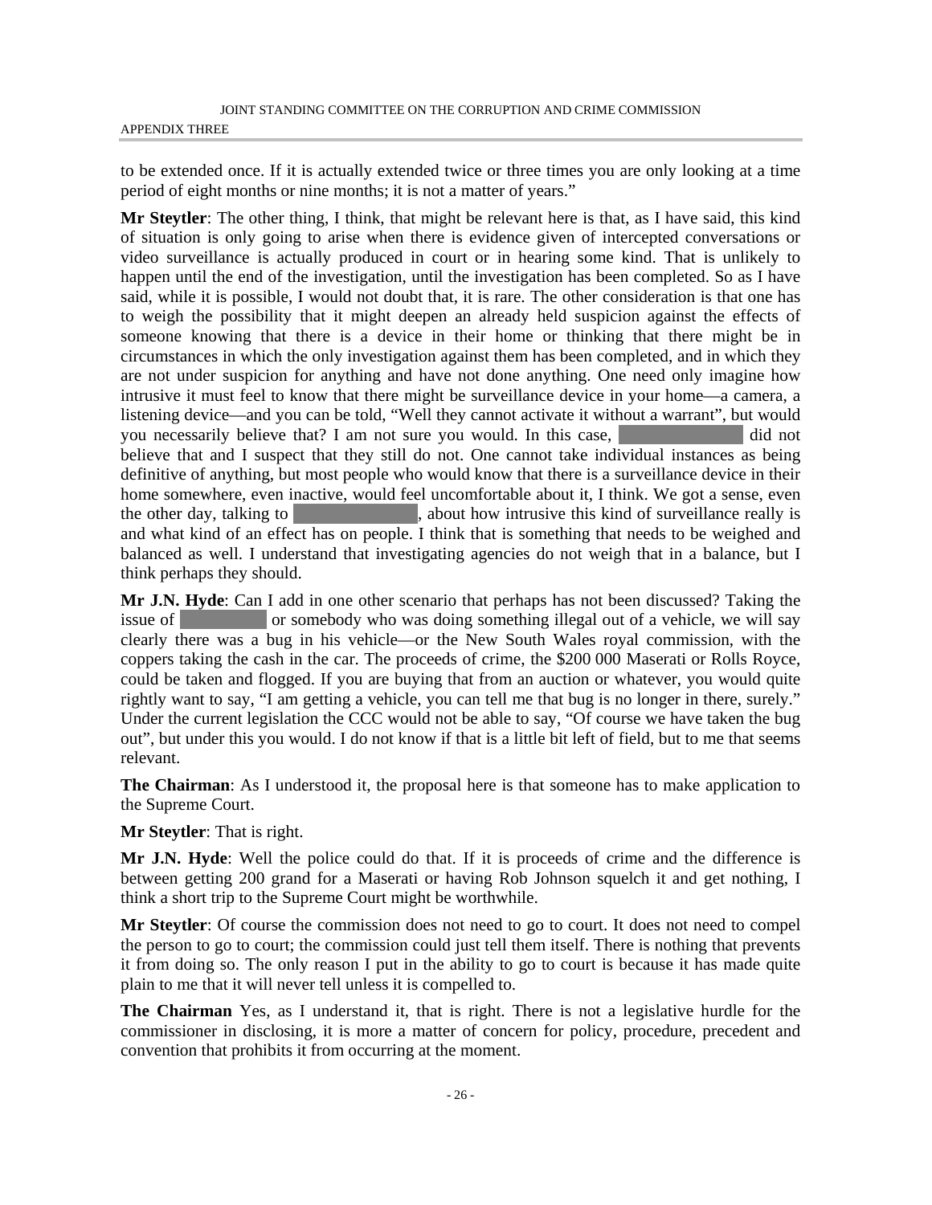to be extended once. If it is actually extended twice or three times you are only looking at a time period of eight months or nine months; it is not a matter of years."

**Mr Steytler**: The other thing, I think, that might be relevant here is that, as I have said, this kind of situation is only going to arise when there is evidence given of intercepted conversations or video surveillance is actually produced in court or in hearing some kind. That is unlikely to happen until the end of the investigation, until the investigation has been completed. So as I have said, while it is possible, I would not doubt that, it is rare. The other consideration is that one has to weigh the possibility that it might deepen an already held suspicion against the effects of someone knowing that there is a device in their home or thinking that there might be in circumstances in which the only investigation against them has been completed, and in which they are not under suspicion for anything and have not done anything. One need only imagine how intrusive it must feel to know that there might be surveillance device in your home—a camera, a listening device—and you can be told, "Well they cannot activate it without a warrant", but would you necessarily believe that? I am not sure you would. In this case, [redacted] did not believe that and I suspect that they still do not. One cannot take individual instances as being definitive of anything, but most people who would know that there is a surveillance device in their home somewhere, even inactive, would feel uncomfortable about it, I think. We got a sense, even the other day, talking to [redacted], about how intrusive this kind of surveillance really is and what kind of an effect has on people. I think that is something that needs to be weighed and balanced as well. I understand that investigating agencies do not weigh that in a balance, but I think perhaps they should.

**Mr J.N. Hyde**: Can I add in one other scenario that perhaps has not been discussed? Taking the issue of [redacted] or somebody who was doing something illegal out of a vehicle, we will say clearly there was a bug in his vehicle—or the New South Wales royal commission, with the coppers taking the cash in the car. The proceeds of crime, the $200 000 Maserati or Rolls Royce, could be taken and flogged. If you are buying that from an auction or whatever, you would quite rightly want to say, "I am getting a vehicle, you can tell me that bug is no longer in there, surely." Under the current legislation the CCC would not be able to say, "Of course we have taken the bug out", but under this you would. I do not know if that is a little bit left of field, but to me that seems relevant.

**The Chairman**: As I understood it, the proposal here is that someone has to make application to the Supreme Court.

**Mr Steytler**: That is right.

**Mr J.N. Hyde**: Well the police could do that. If it is proceeds of crime and the difference is between getting 200 grand for a Maserati or having Rob Johnson squelch it and get nothing, I think a short trip to the Supreme Court might be worthwhile.

**Mr Steytler**: Of course the commission does not need to go to court. It does not need to compel the person to go to court; the commission could just tell them itself. There is nothing that prevents it from doing so. The only reason I put in the ability to go to court is because it has made quite plain to me that it will never tell unless it is compelled to.

**The Chairman** Yes, as I understand it, that is right. There is not a legislative hurdle for the commissioner in disclosing, it is more a matter of concern for policy, procedure, precedent and convention that prohibits it from occurring at the moment.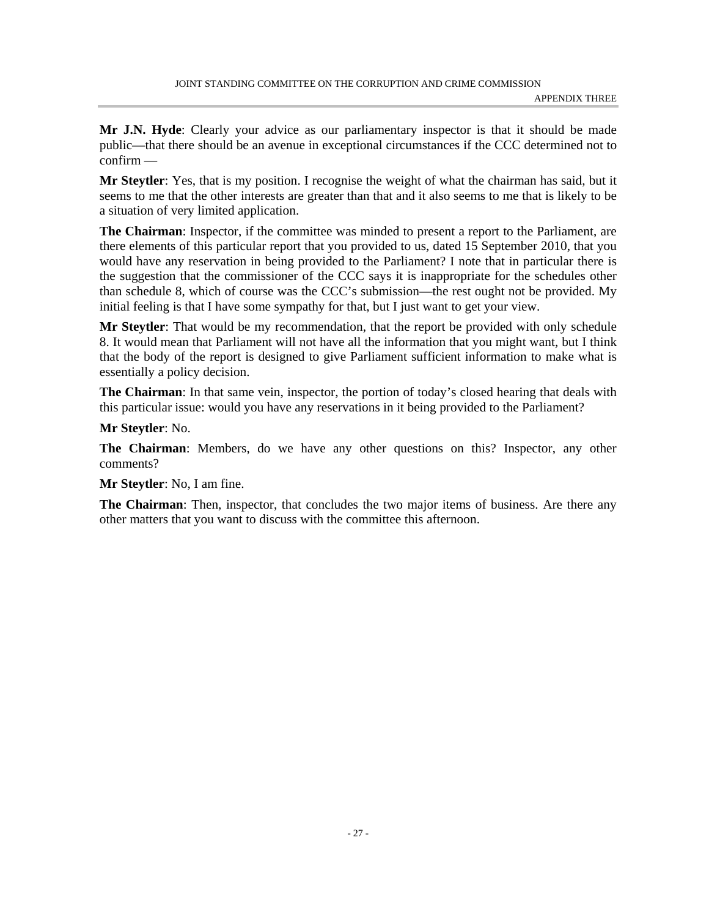**Mr J.N. Hyde**: Clearly your advice as our parliamentary inspector is that it should be made public—that there should be an avenue in exceptional circumstances if the CCC determined not to confirm —

**Mr Steytler**: Yes, that is my position. I recognise the weight of what the chairman has said, but it seems to me that the other interests are greater than that and it also seems to me that is likely to be a situation of very limited application.

**The Chairman**: Inspector, if the committee was minded to present a report to the Parliament, are there elements of this particular report that you provided to us, dated 15 September 2010, that you would have any reservation in being provided to the Parliament? I note that in particular there is the suggestion that the commissioner of the CCC says it is inappropriate for the schedules other than schedule 8, which of course was the CCC's submission—the rest ought not be provided. My initial feeling is that I have some sympathy for that, but I just want to get your view.

**Mr Steytler**: That would be my recommendation, that the report be provided with only schedule 8. It would mean that Parliament will not have all the information that you might want, but I think that the body of the report is designed to give Parliament sufficient information to make what is essentially a policy decision.

**The Chairman**: In that same vein, inspector, the portion of today's closed hearing that deals with this particular issue: would you have any reservations in it being provided to the Parliament?

**Mr Steytler**: No.

**The Chairman**: Members, do we have any other questions on this? Inspector, any other comments?

**Mr Steytler**: No, I am fine.

**The Chairman**: Then, inspector, that concludes the two major items of business. Are there any other matters that you want to discuss with the committee this afternoon.